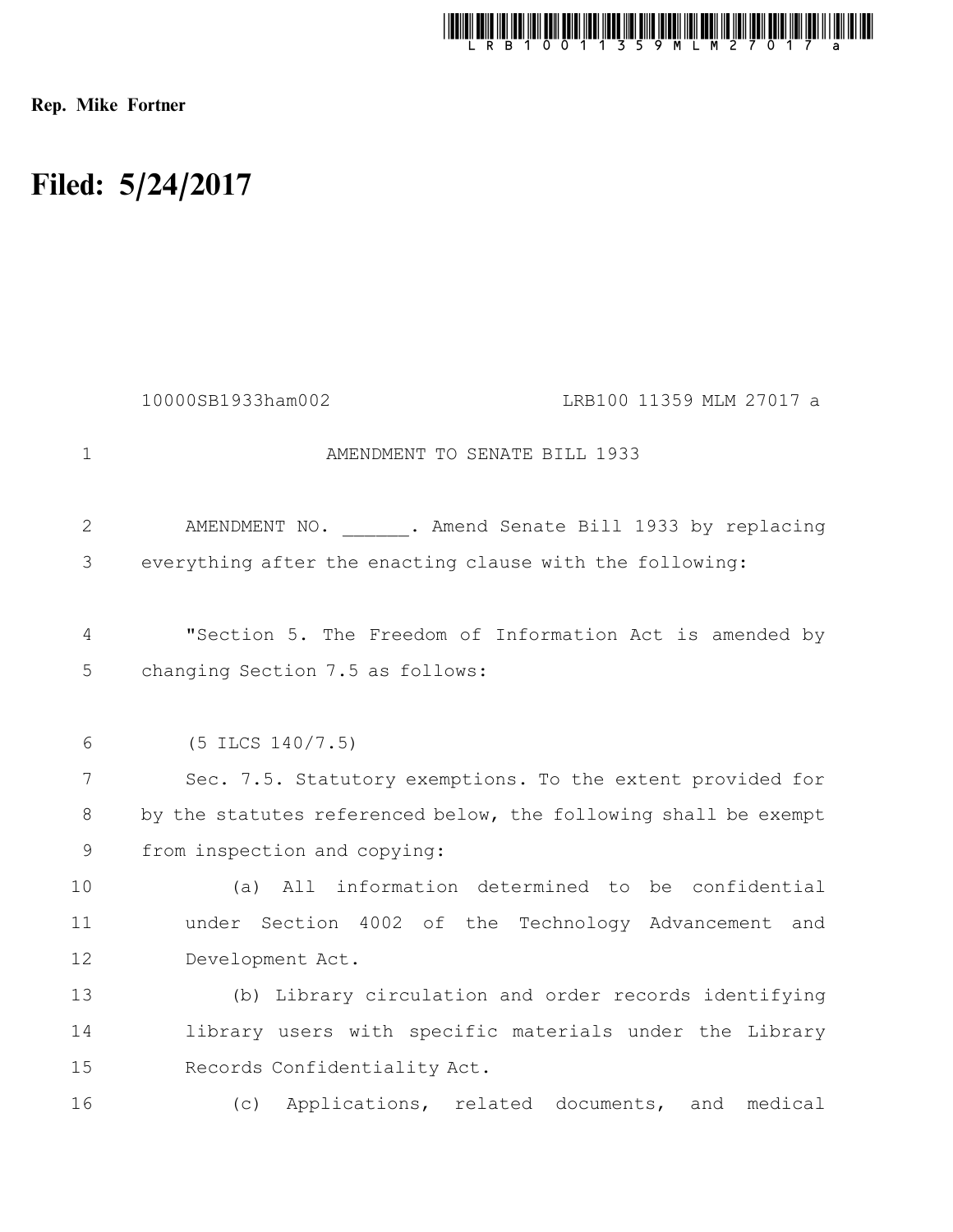Rep. Mike Fortner

# Filed: 5/24/2017

10000SB1933ham002 LRB100 11359 MLM 27017 a

AMENDMENT TO SENATE BILL 1933

AMENDMENT NO. ______. Amend Senate Bill 1933 by replacing everything after the enacting clause with the following:

"Section 5. The Freedom of Information Act is amended by changing Section 7.5 as follows:

(5 ILCS 140/7.5)

Sec. 7.5. Statutory exemptions. To the extent provided for by the statutes referenced below, the following shall be exempt from inspection and copying:

(a) All information determined to be confidential under Section 4002 of the Technology Advancement and Development Act.

(b) Library circulation and order records identifying library users with specific materials under the Library Records Confidentiality Act.

(c) Applications, related documents, and medical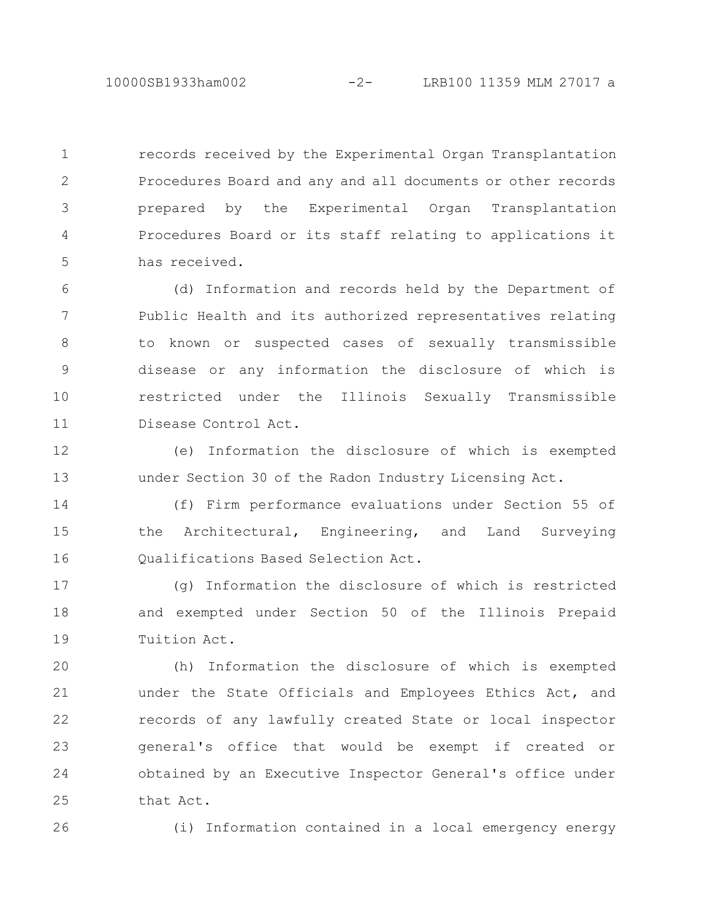records received by the Experimental Organ Transplantation Procedures Board and any and all documents or other records prepared by the Experimental Organ Transplantation Procedures Board or its staff relating to applications it has received.

(d) Information and records held by the Department of Public Health and its authorized representatives relating to known or suspected cases of sexually transmissible disease or any information the disclosure of which is restricted under the Illinois Sexually Transmissible Disease Control Act.

(e) Information the disclosure of which is exempted under Section 30 of the Radon Industry Licensing Act.

(f) Firm performance evaluations under Section 55 of the Architectural, Engineering, and Land Surveying Qualifications Based Selection Act.

(g) Information the disclosure of which is restricted and exempted under Section 50 of the Illinois Prepaid Tuition Act.

(h) Information the disclosure of which is exempted under the State Officials and Employees Ethics Act, and records of any lawfully created State or local inspector general's office that would be exempt if created or obtained by an Executive Inspector General's office under that Act.

(i) Information contained in a local emergency energy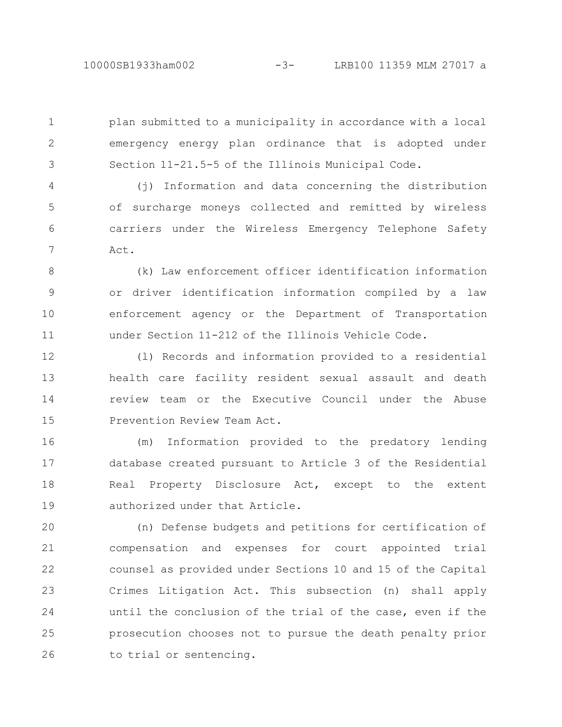plan submitted to a municipality in accordance with a local emergency energy plan ordinance that is adopted under Section 11-21.5-5 of the Illinois Municipal Code.

(j) Information and data concerning the distribution of surcharge moneys collected and remitted by wireless carriers under the Wireless Emergency Telephone Safety Act.

(k) Law enforcement officer identification information or driver identification information compiled by a law enforcement agency or the Department of Transportation under Section 11-212 of the Illinois Vehicle Code.

(l) Records and information provided to a residential health care facility resident sexual assault and death review team or the Executive Council under the Abuse Prevention Review Team Act.

(m) Information provided to the predatory lending database created pursuant to Article 3 of the Residential Real Property Disclosure Act, except to the extent authorized under that Article.

(n) Defense budgets and petitions for certification of compensation and expenses for court appointed trial counsel as provided under Sections 10 and 15 of the Capital Crimes Litigation Act. This subsection (n) shall apply until the conclusion of the trial of the case, even if the prosecution chooses not to pursue the death penalty prior to trial or sentencing.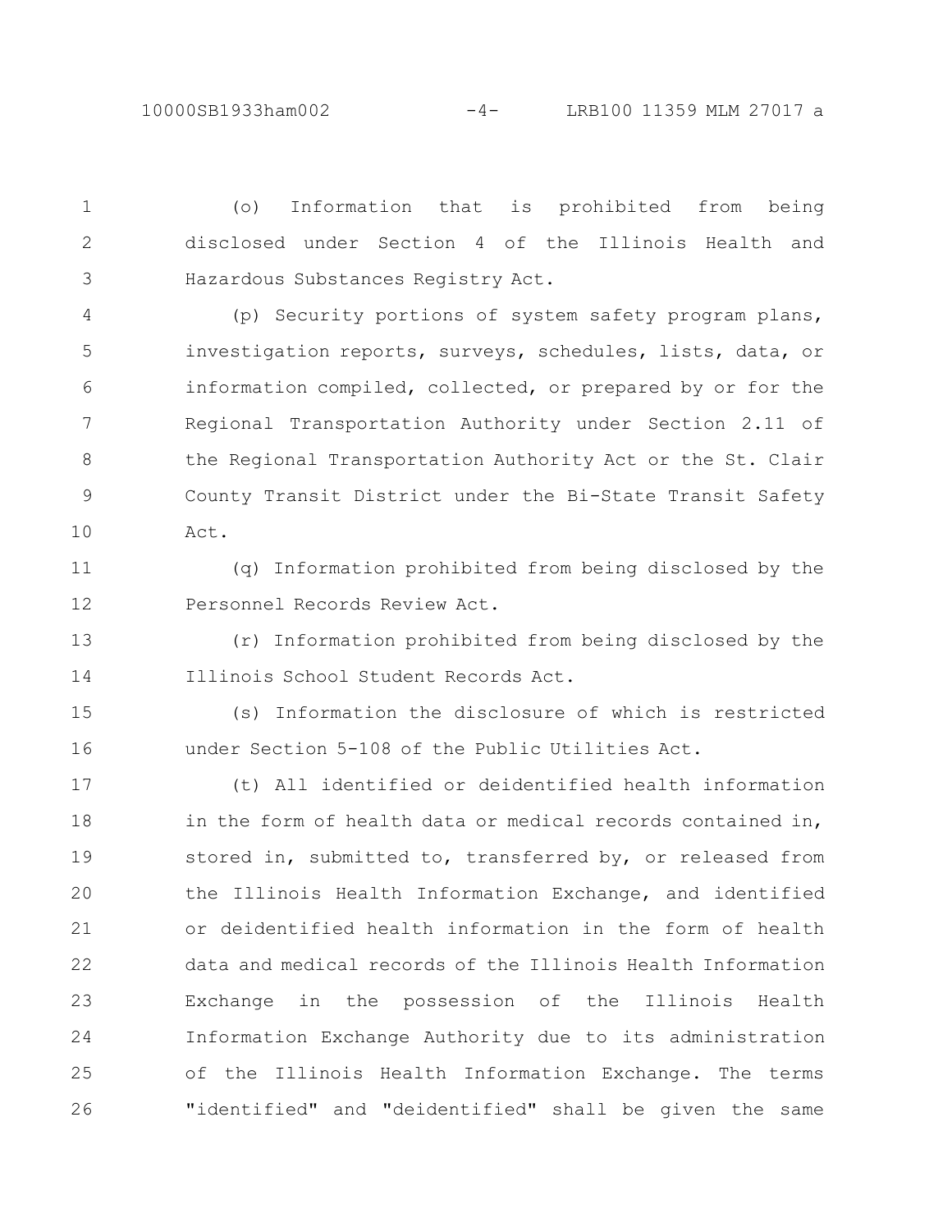(o) Information that is prohibited from being disclosed under Section 4 of the Illinois Health and Hazardous Substances Registry Act.

(p) Security portions of system safety program plans, investigation reports, surveys, schedules, lists, data, or information compiled, collected, or prepared by or for the Regional Transportation Authority under Section 2.11 of the Regional Transportation Authority Act or the St. Clair County Transit District under the Bi-State Transit Safety Act.

(q) Information prohibited from being disclosed by the Personnel Records Review Act.

(r) Information prohibited from being disclosed by the Illinois School Student Records Act.

(s) Information the disclosure of which is restricted under Section 5-108 of the Public Utilities Act.

(t) All identified or deidentified health information in the form of health data or medical records contained in, stored in, submitted to, transferred by, or released from the Illinois Health Information Exchange, and identified or deidentified health information in the form of health data and medical records of the Illinois Health Information Exchange in the possession of the Illinois Health Information Exchange Authority due to its administration of the Illinois Health Information Exchange. The terms "identified" and "deidentified" shall be given the same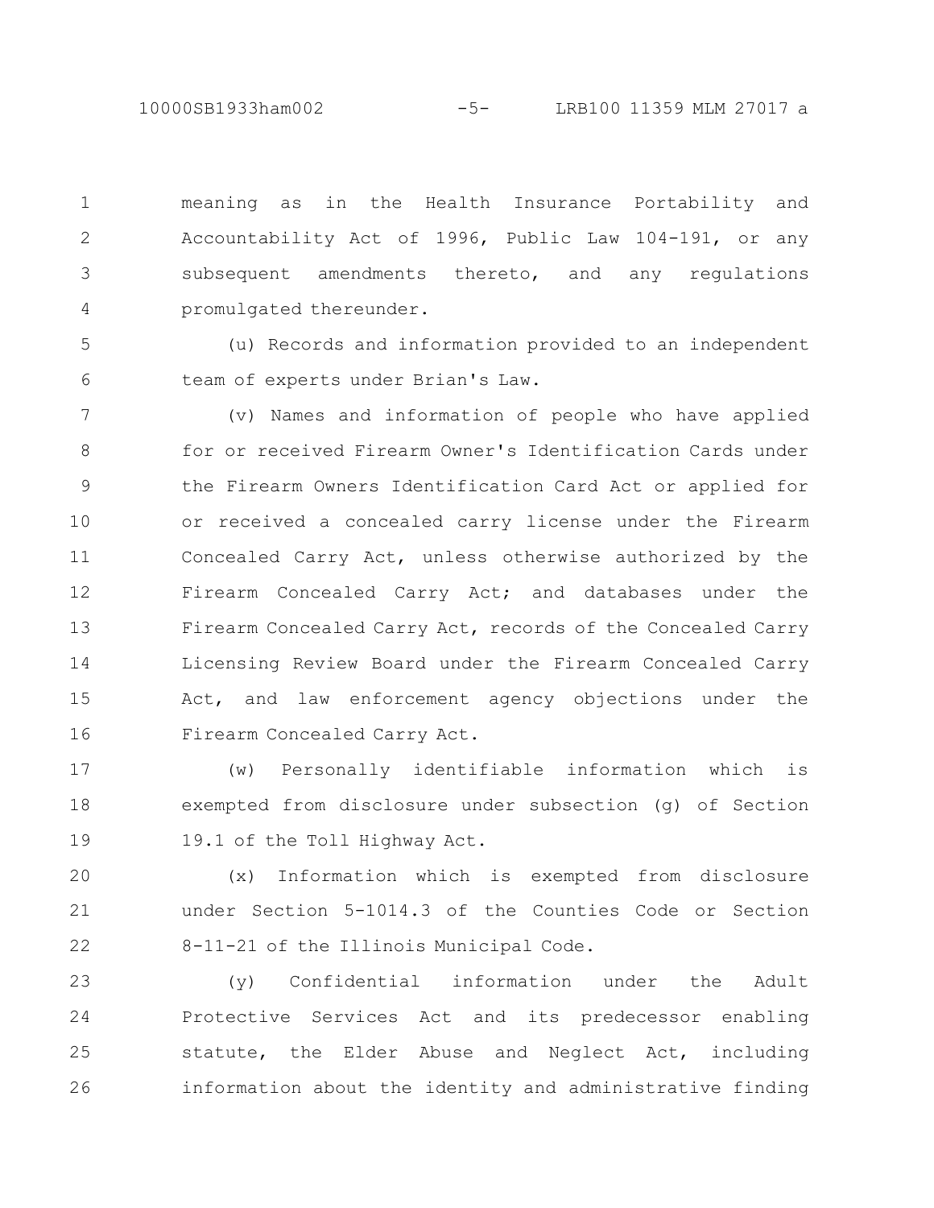meaning as in the Health Insurance Portability and Accountability Act of 1996, Public Law 104-191, or any subsequent amendments thereto, and any regulations promulgated thereunder.

(u) Records and information provided to an independent team of experts under Brian's Law.

(v) Names and information of people who have applied for or received Firearm Owner's Identification Cards under the Firearm Owners Identification Card Act or applied for or received a concealed carry license under the Firearm Concealed Carry Act, unless otherwise authorized by the Firearm Concealed Carry Act; and databases under the Firearm Concealed Carry Act, records of the Concealed Carry Licensing Review Board under the Firearm Concealed Carry Act, and law enforcement agency objections under the Firearm Concealed Carry Act.

(w) Personally identifiable information which is exempted from disclosure under subsection (g) of Section 19.1 of the Toll Highway Act.

(x) Information which is exempted from disclosure under Section 5-1014.3 of the Counties Code or Section 8-11-21 of the Illinois Municipal Code.

(y) Confidential information under the Adult Protective Services Act and its predecessor enabling statute, the Elder Abuse and Neglect Act, including information about the identity and administrative finding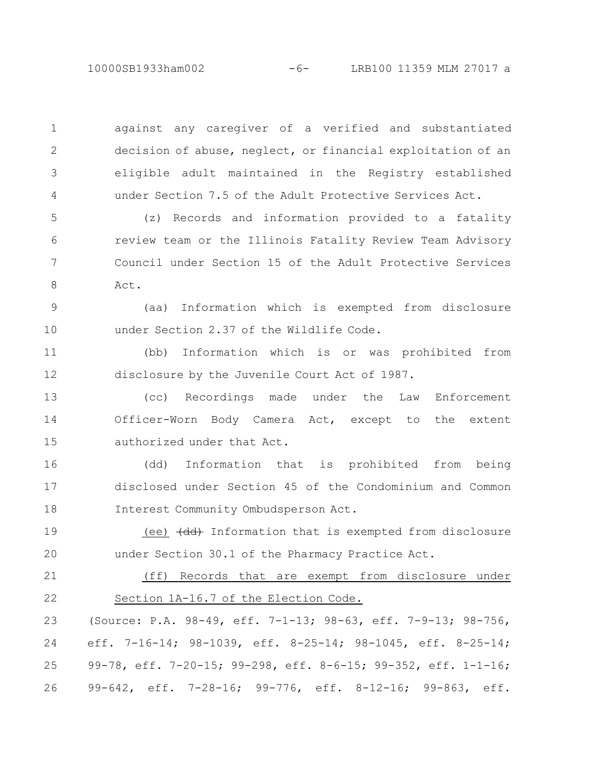against any caregiver of a verified and substantiated decision of abuse, neglect, or financial exploitation of an eligible adult maintained in the Registry established under Section 7.5 of the Adult Protective Services Act.

(z) Records and information provided to a fatality review team or the Illinois Fatality Review Team Advisory Council under Section 15 of the Adult Protective Services Act.

(aa) Information which is exempted from disclosure under Section 2.37 of the Wildlife Code.

(bb) Information which is or was prohibited from disclosure by the Juvenile Court Act of 1987.

(cc) Recordings made under the Law Enforcement Officer-Worn Body Camera Act, except to the extent authorized under that Act.

(dd) Information that is prohibited from being disclosed under Section 45 of the Condominium and Common Interest Community Ombudsperson Act.

<u>(ee)</u> ~~(dd)~~ Information that is exempted from disclosure under Section 30.1 of the Pharmacy Practice Act.

<u>(ff) Records that are exempt from disclosure under Section 1A-16.7 of the Election Code.</u>

(Source: P.A. 98-49, eff. 7-1-13; 98-63, eff. 7-9-13; 98-756, eff. 7-16-14; 98-1039, eff. 8-25-14; 98-1045, eff. 8-25-14; 99-78, eff. 7-20-15; 99-298, eff. 8-6-15; 99-352, eff. 1-1-16; 99-642, eff. 7-28-16; 99-776, eff. 8-12-16; 99-863, eff.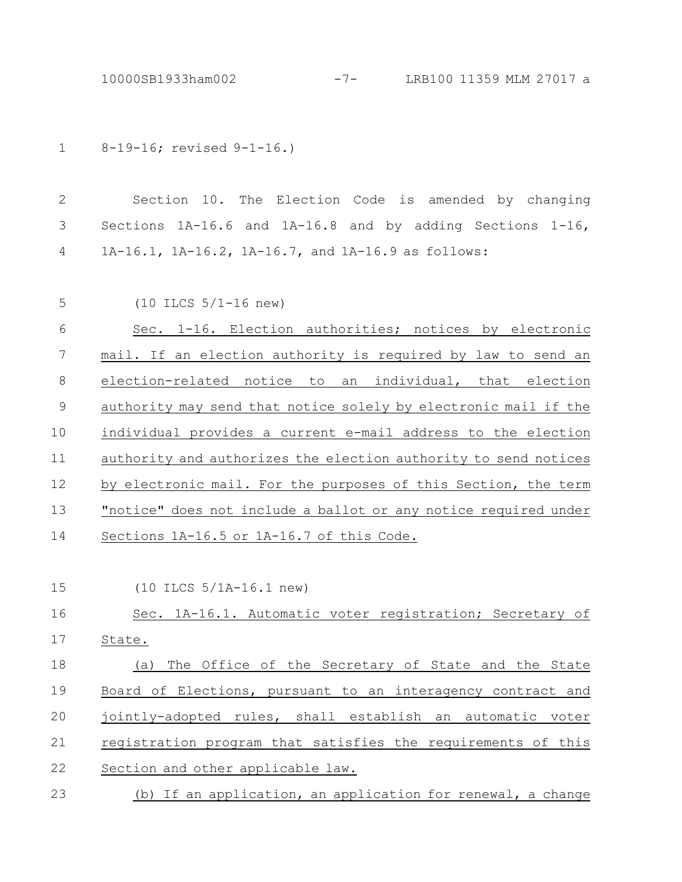8-19-16; revised 9-1-16.)

Section 10. The Election Code is amended by changing Sections 1A-16.6 and 1A-16.8 and by adding Sections 1-16, 1A-16.1, 1A-16.2, 1A-16.7, and 1A-16.9 as follows:

(10 ILCS 5/1-16 new)

Sec. 1-16. Election authorities; notices by electronic mail. If an election authority is required by law to send an election-related notice to an individual, that election authority may send that notice solely by electronic mail if the individual provides a current e-mail address to the election authority and authorizes the election authority to send notices by electronic mail. For the purposes of this Section, the term "notice" does not include a ballot or any notice required under Sections 1A-16.5 or 1A-16.7 of this Code.

(10 ILCS 5/1A-16.1 new)

Sec. 1A-16.1. Automatic voter registration; Secretary of State.

(a) The Office of the Secretary of State and the State Board of Elections, pursuant to an interagency contract and jointly-adopted rules, shall establish an automatic voter registration program that satisfies the requirements of this Section and other applicable law.

(b) If an application, an application for renewal, a change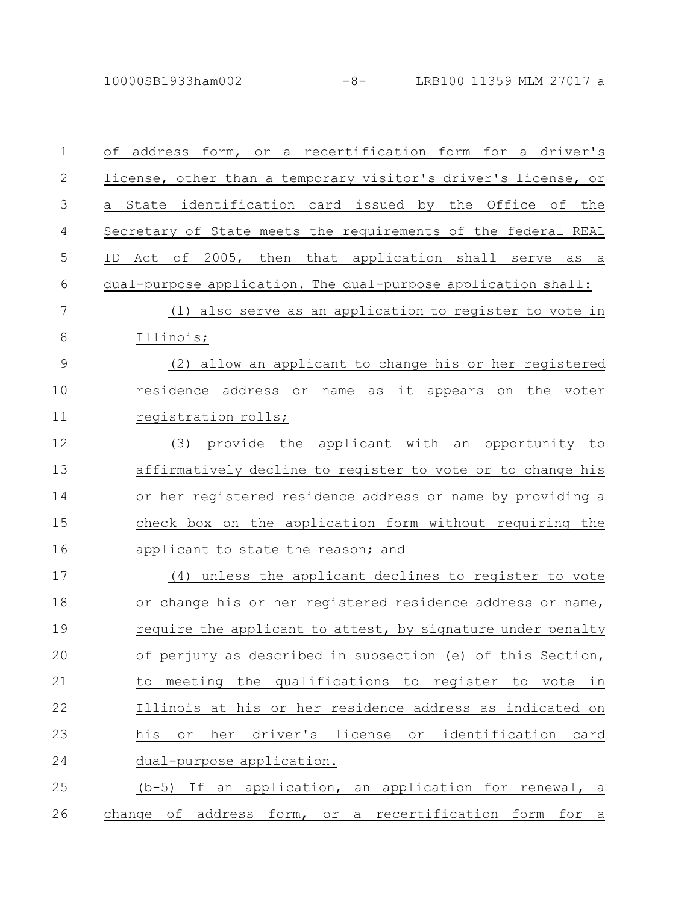of address form, or a recertification form for a driver's license, other than a temporary visitor's driver's license, or a State identification card issued by the Office of the Secretary of State meets the requirements of the federal REAL ID Act of 2005, then that application shall serve as a dual-purpose application. The dual-purpose application shall:

(1) also serve as an application to register to vote in Illinois;

(2) allow an applicant to change his or her registered residence address or name as it appears on the voter registration rolls;

(3) provide the applicant with an opportunity to affirmatively decline to register to vote or to change his or her registered residence address or name by providing a check box on the application form without requiring the applicant to state the reason; and

(4) unless the applicant declines to register to vote or change his or her registered residence address or name, require the applicant to attest, by signature under penalty of perjury as described in subsection (e) of this Section, to meeting the qualifications to register to vote in Illinois at his or her residence address as indicated on his or her driver's license or identification card dual-purpose application.

(b-5) If an application, an application for renewal, a change of address form, or a recertification form for a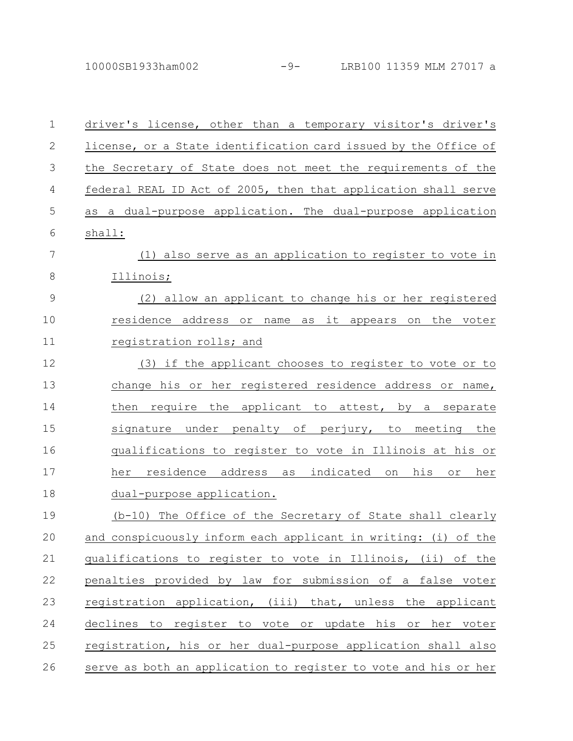driver's license, other than a temporary visitor's driver's license, or a State identification card issued by the Office of the Secretary of State does not meet the requirements of the federal REAL ID Act of 2005, then that application shall serve as a dual-purpose application. The dual-purpose application shall:

(1) also serve as an application to register to vote in Illinois;

(2) allow an applicant to change his or her registered residence address or name as it appears on the voter registration rolls; and

(3) if the applicant chooses to register to vote or to change his or her registered residence address or name, then require the applicant to attest, by a separate signature under penalty of perjury, to meeting the qualifications to register to vote in Illinois at his or her residence address as indicated on his or her dual-purpose application.

(b-10) The Office of the Secretary of State shall clearly and conspicuously inform each applicant in writing: (i) of the qualifications to register to vote in Illinois, (ii) of the penalties provided by law for submission of a false voter registration application, (iii) that, unless the applicant declines to register to vote or update his or her voter registration, his or her dual-purpose application shall also serve as both an application to register to vote and his or her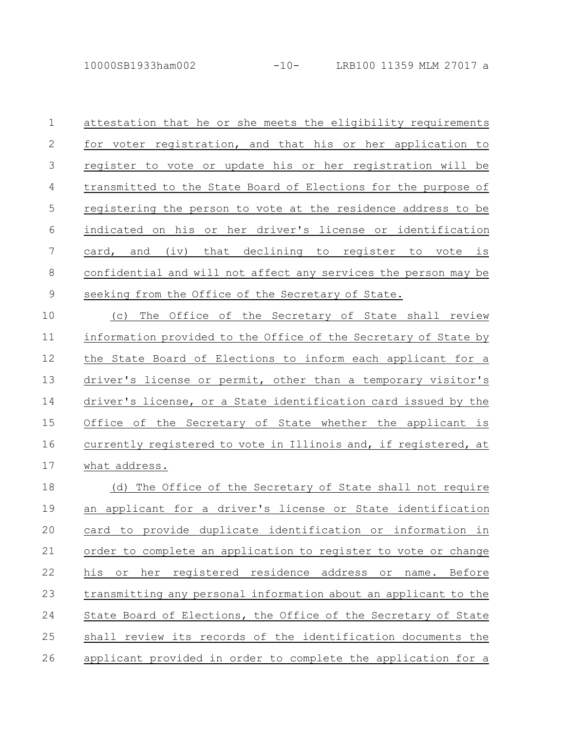attestation that he or she meets the eligibility requirements for voter registration, and that his or her application to register to vote or update his or her registration will be transmitted to the State Board of Elections for the purpose of registering the person to vote at the residence address to be indicated on his or her driver's license or identification card, and (iv) that declining to register to vote is confidential and will not affect any services the person may be seeking from the Office of the Secretary of State.

(c) The Office of the Secretary of State shall review information provided to the Office of the Secretary of State by the State Board of Elections to inform each applicant for a driver's license or permit, other than a temporary visitor's driver's license, or a State identification card issued by the Office of the Secretary of State whether the applicant is currently registered to vote in Illinois and, if registered, at what address.

(d) The Office of the Secretary of State shall not require an applicant for a driver's license or State identification card to provide duplicate identification or information in order to complete an application to register to vote or change his or her registered residence address or name. Before transmitting any personal information about an applicant to the State Board of Elections, the Office of the Secretary of State shall review its records of the identification documents the applicant provided in order to complete the application for a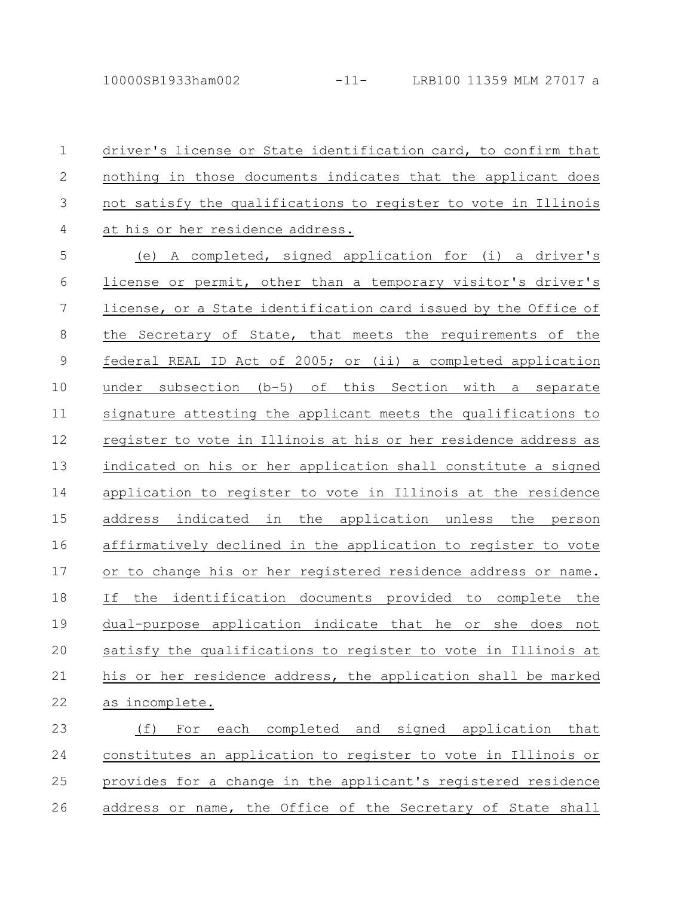driver's license or State identification card, to confirm that nothing in those documents indicates that the applicant does not satisfy the qualifications to register to vote in Illinois at his or her residence address.

(e) A completed, signed application for (i) a driver's license or permit, other than a temporary visitor's driver's license, or a State identification card issued by the Office of the Secretary of State, that meets the requirements of the federal REAL ID Act of 2005; or (ii) a completed application under subsection (b-5) of this Section with a separate signature attesting the applicant meets the qualifications to register to vote in Illinois at his or her residence address as indicated on his or her application shall constitute a signed application to register to vote in Illinois at the residence address indicated in the application unless the person affirmatively declined in the application to register to vote or to change his or her registered residence address or name. If the identification documents provided to complete the dual-purpose application indicate that he or she does not satisfy the qualifications to register to vote in Illinois at his or her residence address, the application shall be marked as incomplete.

(f) For each completed and signed application that constitutes an application to register to vote in Illinois or provides for a change in the applicant's registered residence address or name, the Office of the Secretary of State shall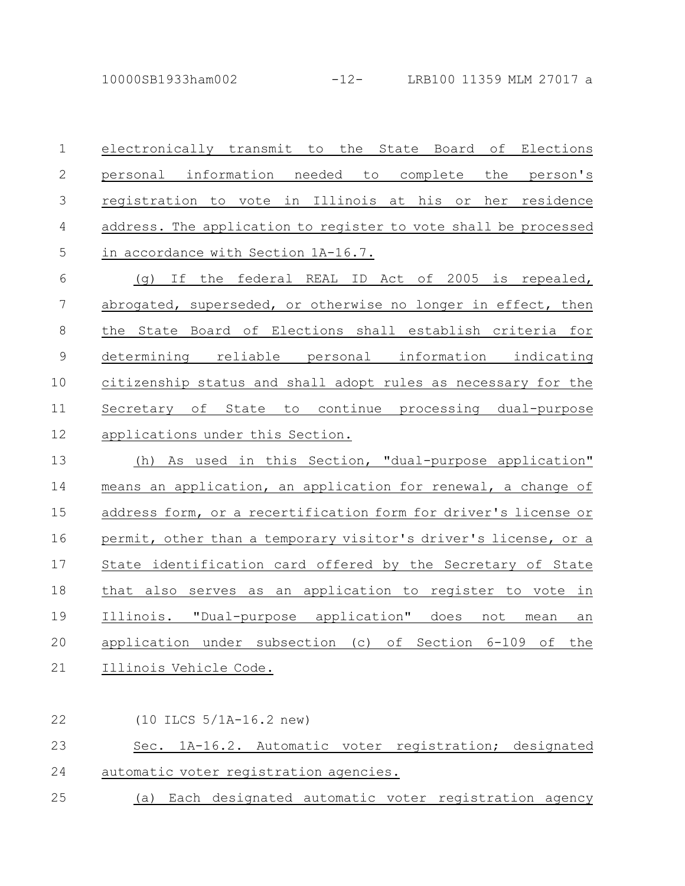electronically transmit to the State Board of Elections personal information needed to complete the person's registration to vote in Illinois at his or her residence address. The application to register to vote shall be processed in accordance with Section 1A-16.7.

(g) If the federal REAL ID Act of 2005 is repealed, abrogated, superseded, or otherwise no longer in effect, then the State Board of Elections shall establish criteria for determining reliable personal information indicating citizenship status and shall adopt rules as necessary for the Secretary of State to continue processing dual-purpose applications under this Section.

(h) As used in this Section, "dual-purpose application" means an application, an application for renewal, a change of address form, or a recertification form for driver's license or permit, other than a temporary visitor's driver's license, or a State identification card offered by the Secretary of State that also serves as an application to register to vote in Illinois. "Dual-purpose application" does not mean an application under subsection (c) of Section 6-109 of the Illinois Vehicle Code.

(10 ILCS 5/1A-16.2 new)

Sec. 1A-16.2. Automatic voter registration; designated automatic voter registration agencies.

(a) Each designated automatic voter registration agency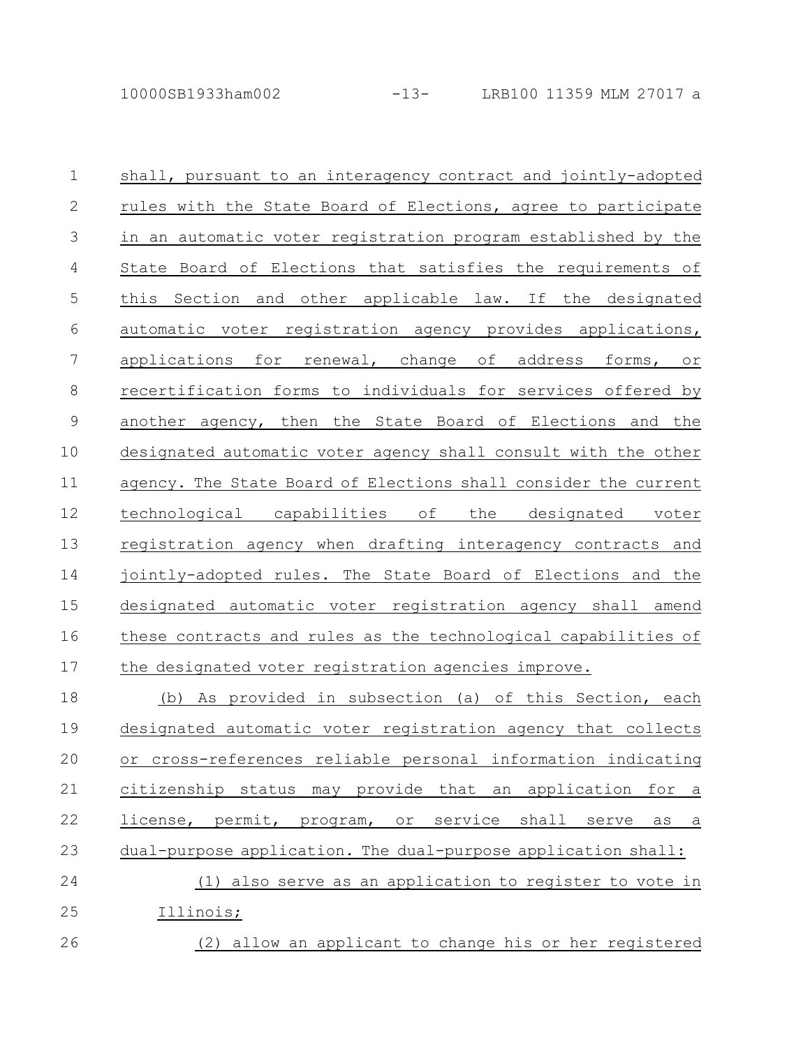shall, pursuant to an interagency contract and jointly-adopted rules with the State Board of Elections, agree to participate in an automatic voter registration program established by the State Board of Elections that satisfies the requirements of this Section and other applicable law. If the designated automatic voter registration agency provides applications, applications for renewal, change of address forms, or recertification forms to individuals for services offered by another agency, then the State Board of Elections and the designated automatic voter agency shall consult with the other agency. The State Board of Elections shall consider the current technological capabilities of the designated voter registration agency when drafting interagency contracts and jointly-adopted rules. The State Board of Elections and the designated automatic voter registration agency shall amend these contracts and rules as the technological capabilities of the designated voter registration agencies improve.

(b) As provided in subsection (a) of this Section, each designated automatic voter registration agency that collects or cross-references reliable personal information indicating citizenship status may provide that an application for a license, permit, program, or service shall serve as a dual-purpose application. The dual-purpose application shall:

(1) also serve as an application to register to vote in Illinois;

(2) allow an applicant to change his or her registered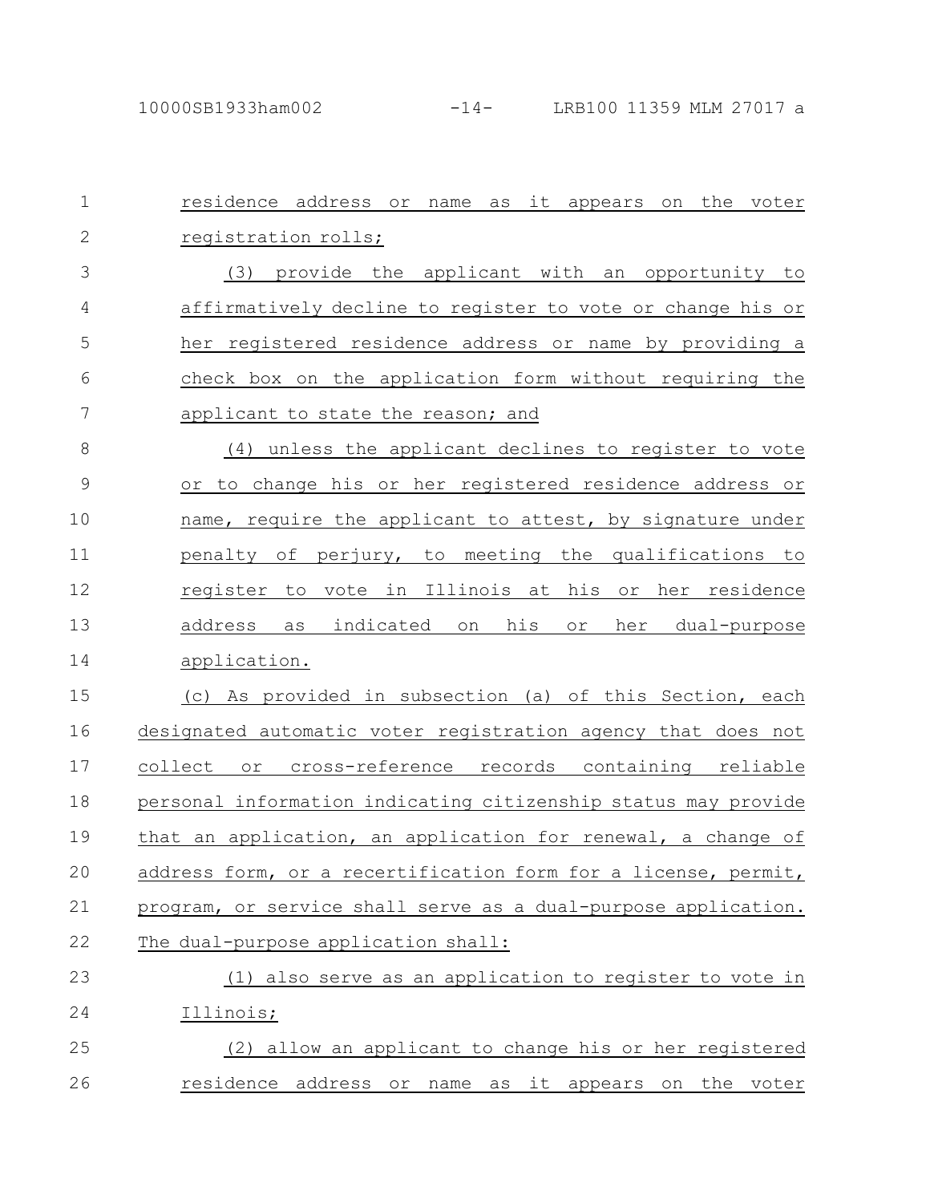residence address or name as it appears on the voter registration rolls;

(3) provide the applicant with an opportunity to affirmatively decline to register to vote or change his or her registered residence address or name by providing a check box on the application form without requiring the applicant to state the reason; and

(4) unless the applicant declines to register to vote or to change his or her registered residence address or name, require the applicant to attest, by signature under penalty of perjury, to meeting the qualifications to register to vote in Illinois at his or her residence address as indicated on his or her dual-purpose application.

(c) As provided in subsection (a) of this Section, each designated automatic voter registration agency that does not collect or cross-reference records containing reliable personal information indicating citizenship status may provide that an application, an application for renewal, a change of address form, or a recertification form for a license, permit, program, or service shall serve as a dual-purpose application. The dual-purpose application shall:

(1) also serve as an application to register to vote in Illinois;

(2) allow an applicant to change his or her registered residence address or name as it appears on the voter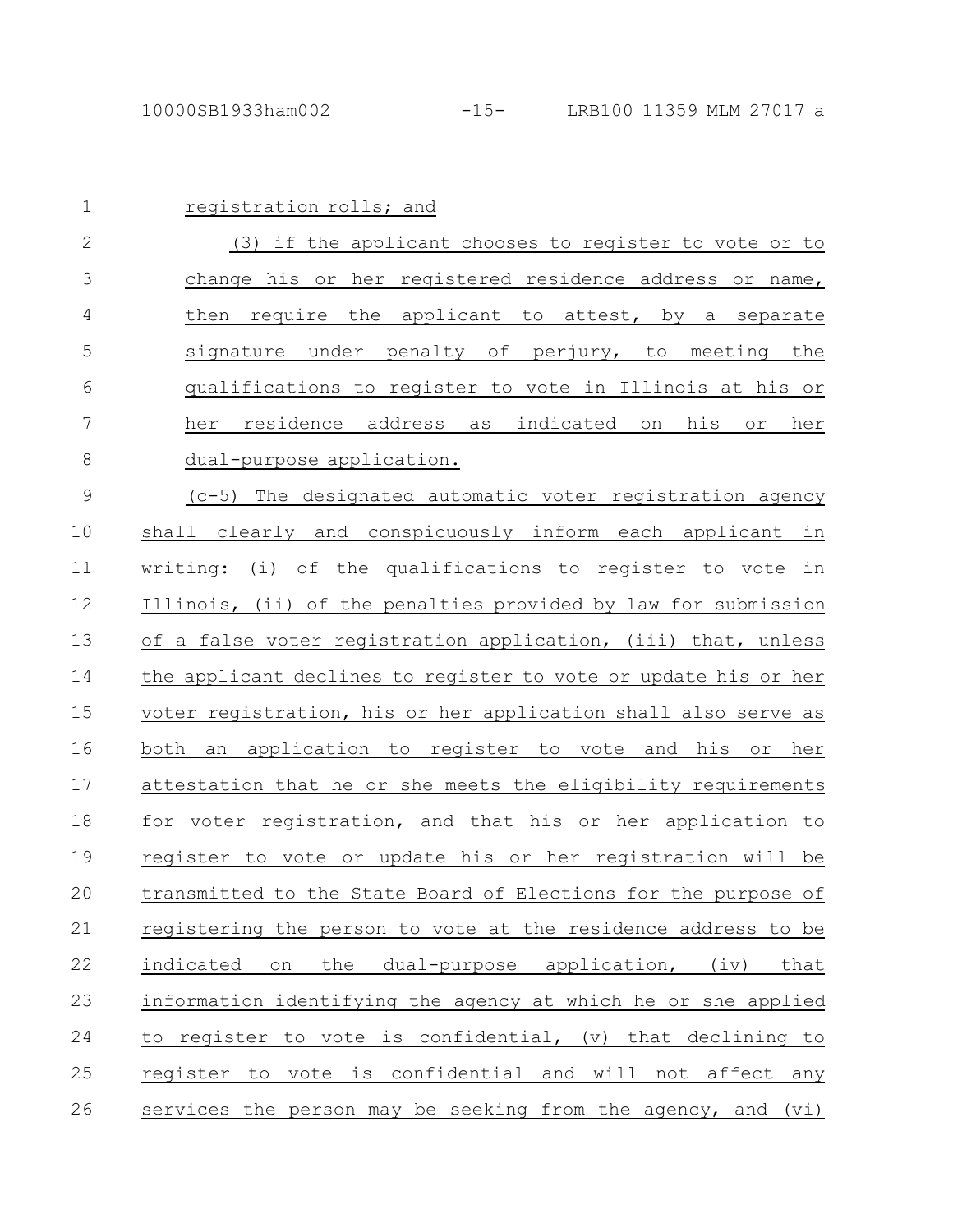registration rolls; and

(3) if the applicant chooses to register to vote or to change his or her registered residence address or name, then require the applicant to attest, by a separate signature under penalty of perjury, to meeting the qualifications to register to vote in Illinois at his or her residence address as indicated on his or her dual-purpose application.

(c-5) The designated automatic voter registration agency shall clearly and conspicuously inform each applicant in writing: (i) of the qualifications to register to vote in Illinois, (ii) of the penalties provided by law for submission of a false voter registration application, (iii) that, unless the applicant declines to register to vote or update his or her voter registration, his or her application shall also serve as both an application to register to vote and his or her attestation that he or she meets the eligibility requirements for voter registration, and that his or her application to register to vote or update his or her registration will be transmitted to the State Board of Elections for the purpose of registering the person to vote at the residence address to be indicated on the dual-purpose application, (iv) that information identifying the agency at which he or she applied to register to vote is confidential, (v) that declining to register to vote is confidential and will not affect any services the person may be seeking from the agency, and (vi)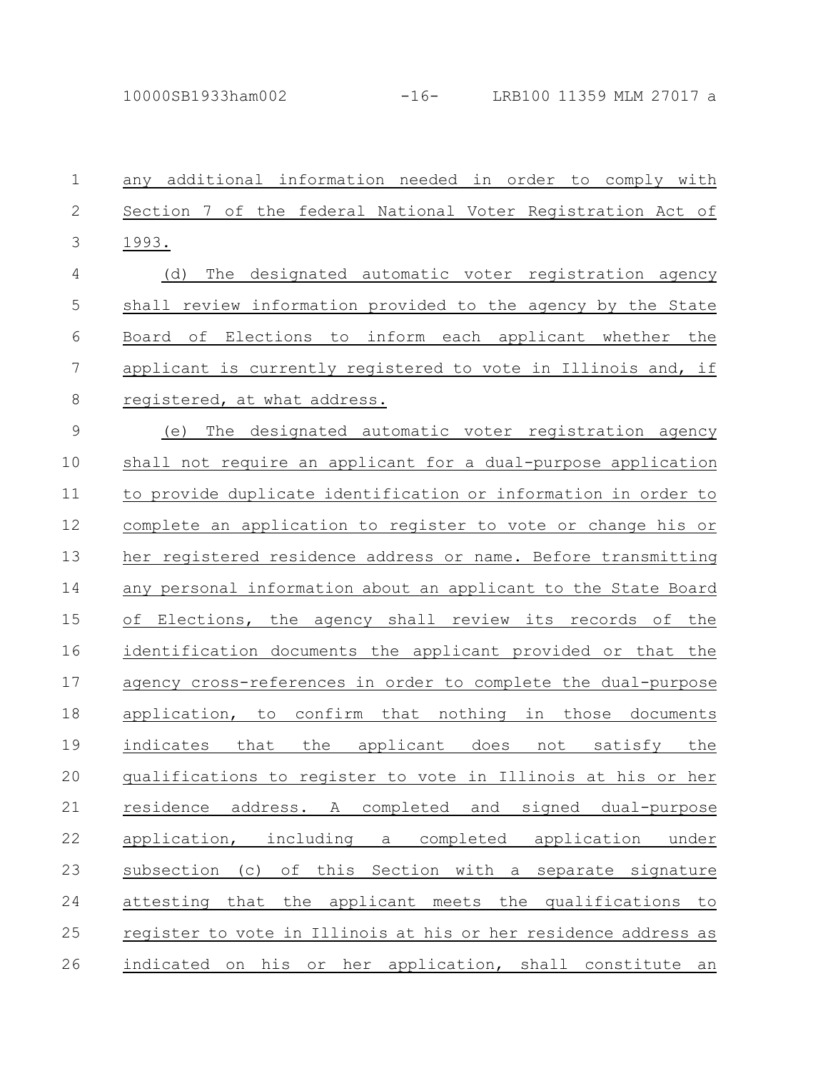any additional information needed in order to comply with Section 7 of the federal National Voter Registration Act of 1993.

(d) The designated automatic voter registration agency shall review information provided to the agency by the State Board of Elections to inform each applicant whether the applicant is currently registered to vote in Illinois and, if registered, at what address.

(e) The designated automatic voter registration agency shall not require an applicant for a dual-purpose application to provide duplicate identification or information in order to complete an application to register to vote or change his or her registered residence address or name. Before transmitting any personal information about an applicant to the State Board of Elections, the agency shall review its records of the identification documents the applicant provided or that the agency cross-references in order to complete the dual-purpose application, to confirm that nothing in those documents indicates that the applicant does not satisfy the qualifications to register to vote in Illinois at his or her residence address. A completed and signed dual-purpose application, including a completed application under subsection (c) of this Section with a separate signature attesting that the applicant meets the qualifications to register to vote in Illinois at his or her residence address as indicated on his or her application, shall constitute an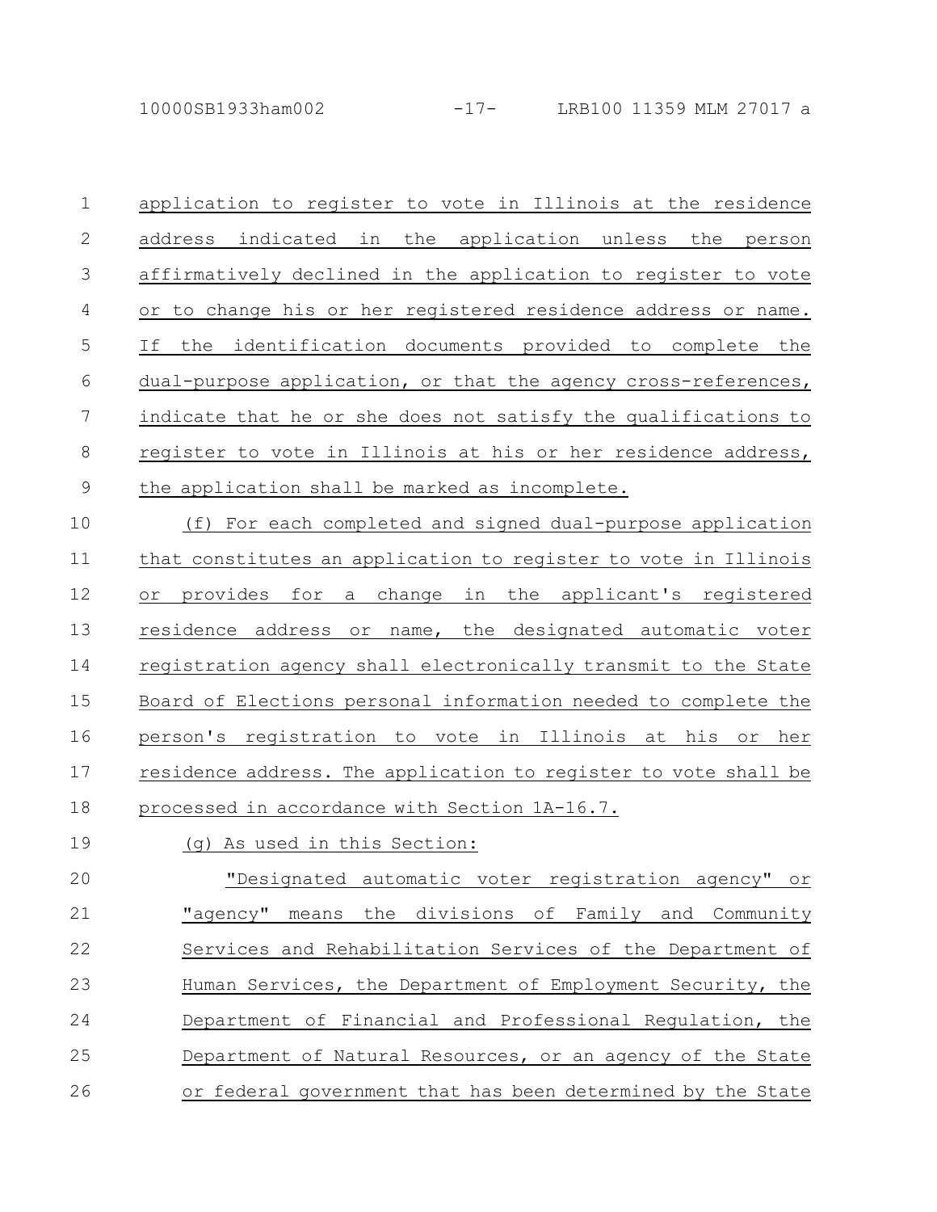application to register to vote in Illinois at the residence address indicated in the application unless the person affirmatively declined in the application to register to vote or to change his or her registered residence address or name. If the identification documents provided to complete the dual-purpose application, or that the agency cross-references, indicate that he or she does not satisfy the qualifications to register to vote in Illinois at his or her residence address, the application shall be marked as incomplete.

(f) For each completed and signed dual-purpose application that constitutes an application to register to vote in Illinois or provides for a change in the applicant's registered residence address or name, the designated automatic voter registration agency shall electronically transmit to the State Board of Elections personal information needed to complete the person's registration to vote in Illinois at his or her residence address. The application to register to vote shall be processed in accordance with Section 1A-16.7.

(g) As used in this Section:

"Designated automatic voter registration agency" or "agency" means the divisions of Family and Community Services and Rehabilitation Services of the Department of Human Services, the Department of Employment Security, the Department of Financial and Professional Regulation, the Department of Natural Resources, or an agency of the State or federal government that has been determined by the State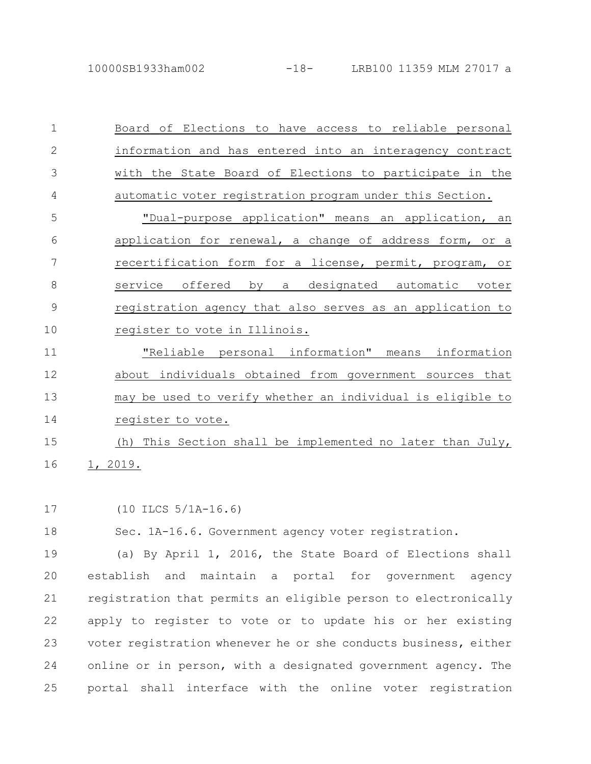Board of Elections to have access to reliable personal information and has entered into an interagency contract with the State Board of Elections to participate in the automatic voter registration program under this Section.

"Dual-purpose application" means an application, an application for renewal, a change of address form, or a recertification form for a license, permit, program, or service offered by a designated automatic voter registration agency that also serves as an application to register to vote in Illinois.

"Reliable personal information" means information about individuals obtained from government sources that may be used to verify whether an individual is eligible to register to vote.

(h) This Section shall be implemented no later than July, 1, 2019.

(10 ILCS 5/1A-16.6)

Sec. 1A-16.6. Government agency voter registration.

(a) By April 1, 2016, the State Board of Elections shall establish and maintain a portal for government agency registration that permits an eligible person to electronically apply to register to vote or to update his or her existing voter registration whenever he or she conducts business, either online or in person, with a designated government agency. The portal shall interface with the online voter registration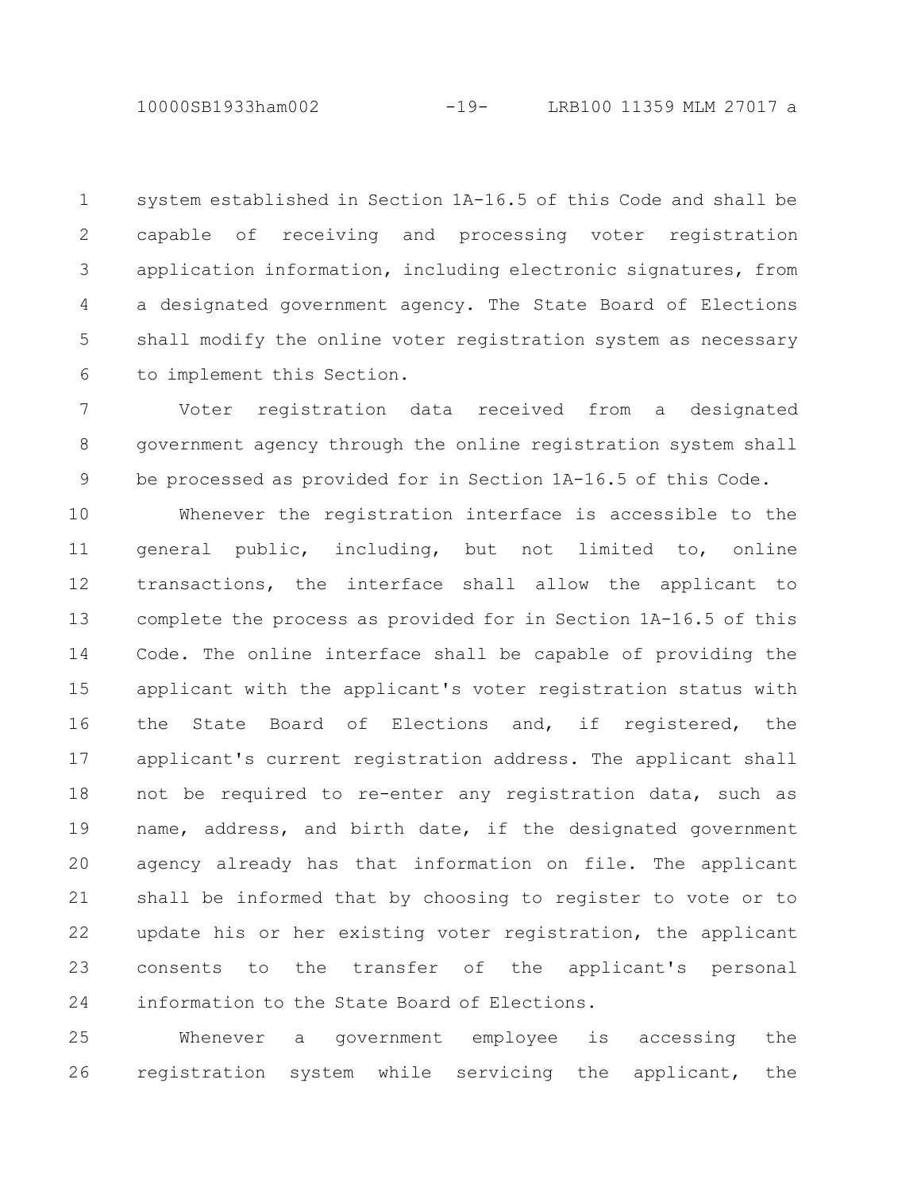system established in Section 1A-16.5 of this Code and shall be capable of receiving and processing voter registration application information, including electronic signatures, from a designated government agency. The State Board of Elections shall modify the online voter registration system as necessary to implement this Section.

Voter registration data received from a designated government agency through the online registration system shall be processed as provided for in Section 1A-16.5 of this Code.

Whenever the registration interface is accessible to the general public, including, but not limited to, online transactions, the interface shall allow the applicant to complete the process as provided for in Section 1A-16.5 of this Code. The online interface shall be capable of providing the applicant with the applicant's voter registration status with the State Board of Elections and, if registered, the applicant's current registration address. The applicant shall not be required to re-enter any registration data, such as name, address, and birth date, if the designated government agency already has that information on file. The applicant shall be informed that by choosing to register to vote or to update his or her existing voter registration, the applicant consents to the transfer of the applicant's personal information to the State Board of Elections.

Whenever a government employee is accessing the registration system while servicing the applicant, the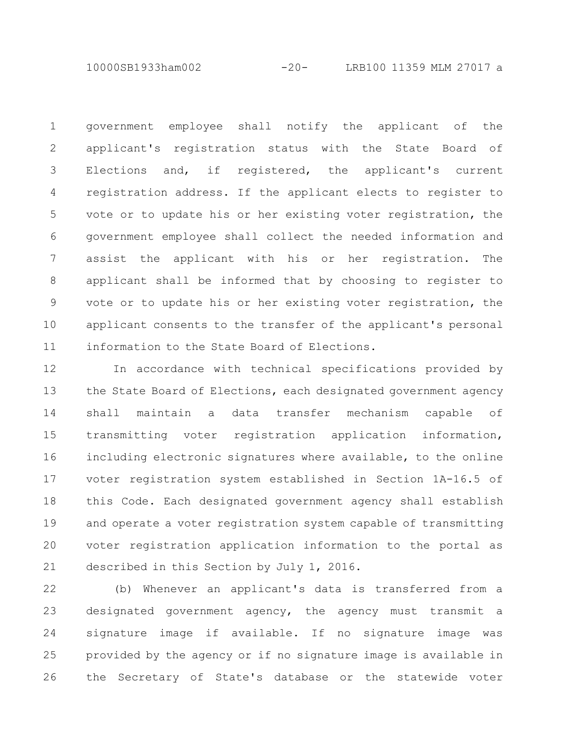government employee shall notify the applicant of the applicant's registration status with the State Board of Elections and, if registered, the applicant's current registration address. If the applicant elects to register to vote or to update his or her existing voter registration, the government employee shall collect the needed information and assist the applicant with his or her registration. The applicant shall be informed that by choosing to register to vote or to update his or her existing voter registration, the applicant consents to the transfer of the applicant's personal information to the State Board of Elections.

In accordance with technical specifications provided by the State Board of Elections, each designated government agency shall maintain a data transfer mechanism capable of transmitting voter registration application information, including electronic signatures where available, to the online voter registration system established in Section 1A-16.5 of this Code. Each designated government agency shall establish and operate a voter registration system capable of transmitting voter registration application information to the portal as described in this Section by July 1, 2016.

(b) Whenever an applicant's data is transferred from a designated government agency, the agency must transmit a signature image if available. If no signature image was provided by the agency or if no signature image is available in the Secretary of State's database or the statewide voter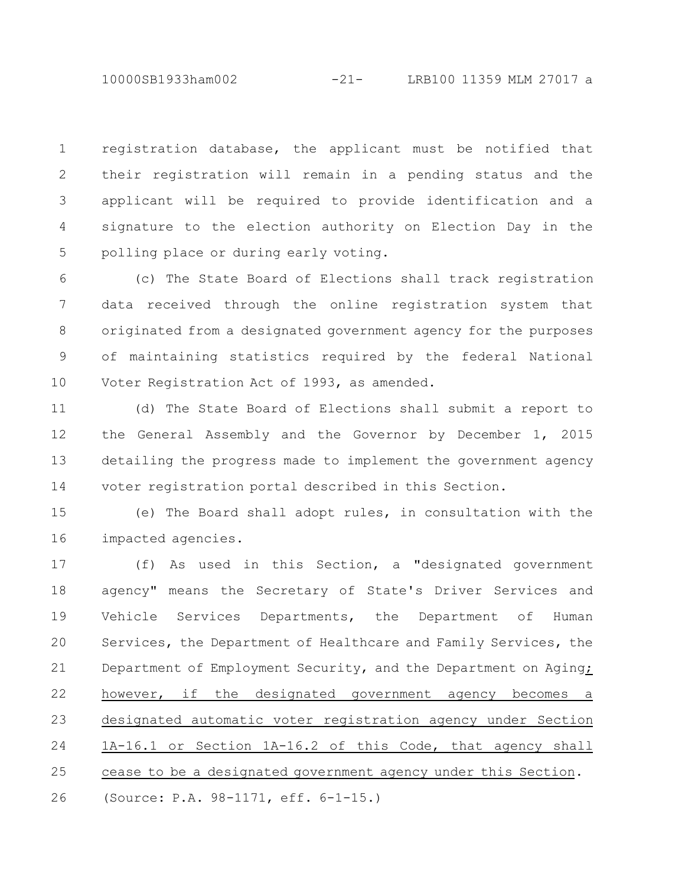registration database, the applicant must be notified that their registration will remain in a pending status and the applicant will be required to provide identification and a signature to the election authority on Election Day in the polling place or during early voting.

(c) The State Board of Elections shall track registration data received through the online registration system that originated from a designated government agency for the purposes of maintaining statistics required by the federal National Voter Registration Act of 1993, as amended.

(d) The State Board of Elections shall submit a report to the General Assembly and the Governor by December 1, 2015 detailing the progress made to implement the government agency voter registration portal described in this Section.

(e) The Board shall adopt rules, in consultation with the impacted agencies.

(f) As used in this Section, a "designated government agency" means the Secretary of State's Driver Services and Vehicle Services Departments, the Department of Human Services, the Department of Healthcare and Family Services, the Department of Employment Security, and the Department on Aging<u>; however, if the designated government agency becomes a designated automatic voter registration agency under Section 1A-16.1 or Section 1A-16.2 of this Code, that agency shall cease to be a designated government agency under this Section</u>.

(Source: P.A. 98-1171, eff. 6-1-15.)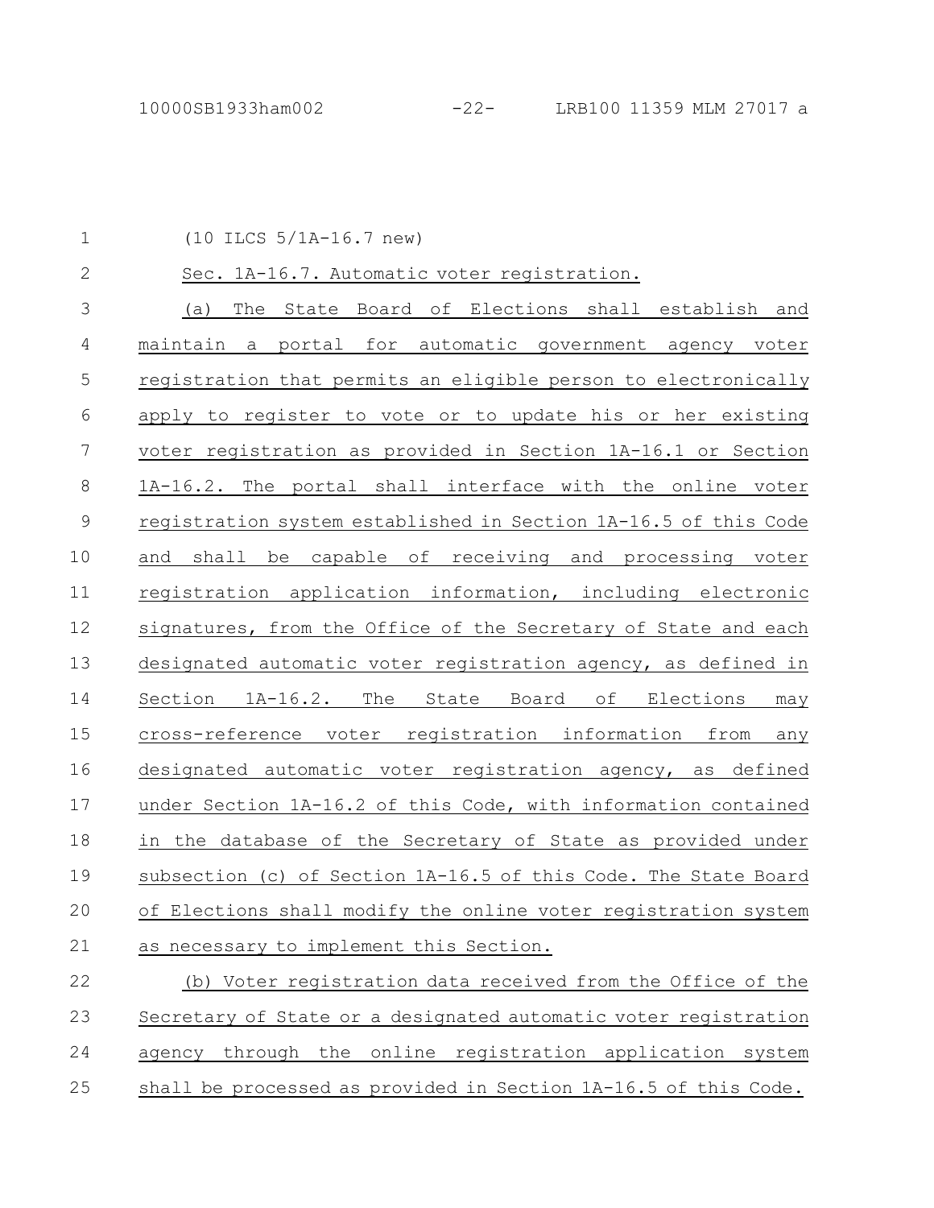(10 ILCS 5/1A-16.7 new)

Sec. 1A-16.7. Automatic voter registration.

(a) The State Board of Elections shall establish and maintain a portal for automatic government agency voter registration that permits an eligible person to electronically apply to register to vote or to update his or her existing voter registration as provided in Section 1A-16.1 or Section 1A-16.2. The portal shall interface with the online voter registration system established in Section 1A-16.5 of this Code and shall be capable of receiving and processing voter registration application information, including electronic signatures, from the Office of the Secretary of State and each designated automatic voter registration agency, as defined in Section 1A-16.2. The State Board of Elections may cross-reference voter registration information from any designated automatic voter registration agency, as defined under Section 1A-16.2 of this Code, with information contained in the database of the Secretary of State as provided under subsection (c) of Section 1A-16.5 of this Code. The State Board of Elections shall modify the online voter registration system as necessary to implement this Section.

(b) Voter registration data received from the Office of the Secretary of State or a designated automatic voter registration agency through the online registration application system shall be processed as provided in Section 1A-16.5 of this Code.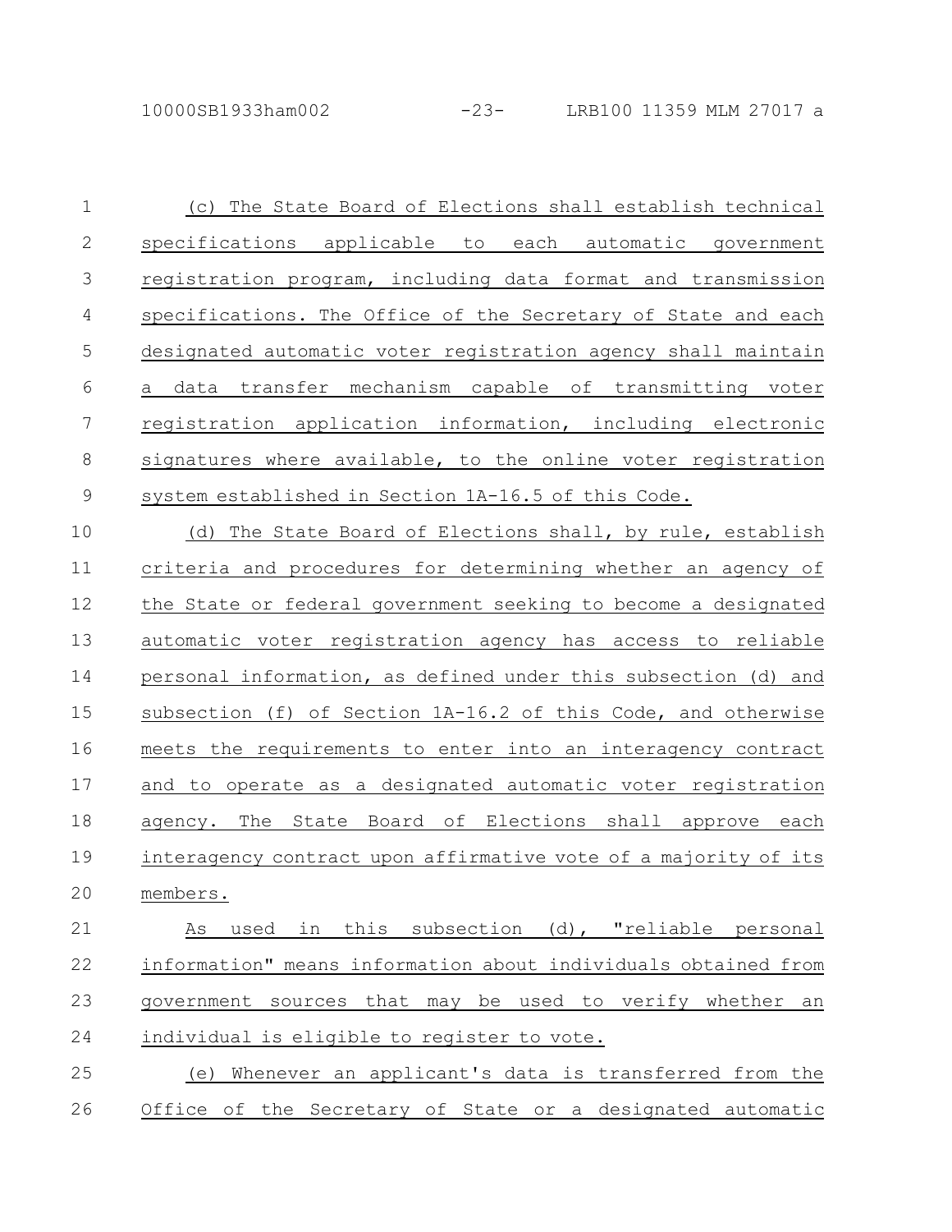(c) The State Board of Elections shall establish technical specifications applicable to each automatic government registration program, including data format and transmission specifications. The Office of the Secretary of State and each designated automatic voter registration agency shall maintain a data transfer mechanism capable of transmitting voter registration application information, including electronic signatures where available, to the online voter registration system established in Section 1A-16.5 of this Code.

(d) The State Board of Elections shall, by rule, establish criteria and procedures for determining whether an agency of the State or federal government seeking to become a designated automatic voter registration agency has access to reliable personal information, as defined under this subsection (d) and subsection (f) of Section 1A-16.2 of this Code, and otherwise meets the requirements to enter into an interagency contract and to operate as a designated automatic voter registration agency. The State Board of Elections shall approve each interagency contract upon affirmative vote of a majority of its members.

As used in this subsection (d), "reliable personal information" means information about individuals obtained from government sources that may be used to verify whether an individual is eligible to register to vote.

(e) Whenever an applicant's data is transferred from the Office of the Secretary of State or a designated automatic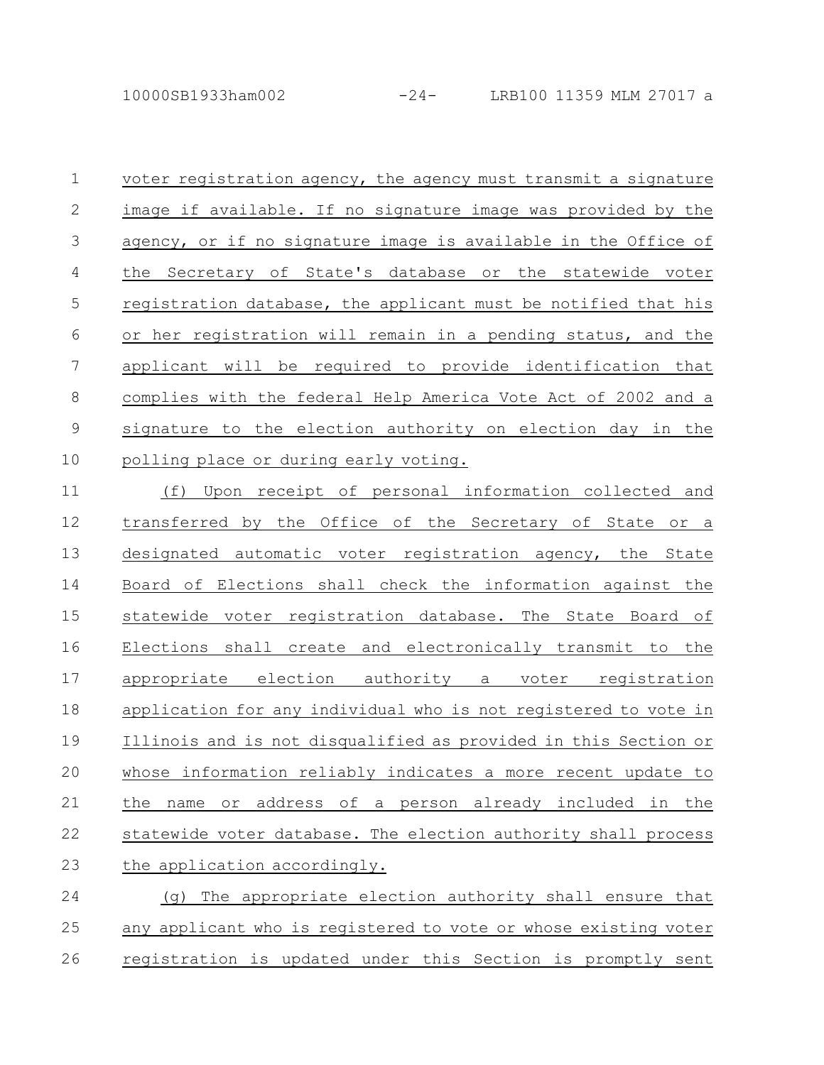voter registration agency, the agency must transmit a signature image if available. If no signature image was provided by the agency, or if no signature image is available in the Office of the Secretary of State's database or the statewide voter registration database, the applicant must be notified that his or her registration will remain in a pending status, and the applicant will be required to provide identification that complies with the federal Help America Vote Act of 2002 and a signature to the election authority on election day in the polling place or during early voting.

(f) Upon receipt of personal information collected and transferred by the Office of the Secretary of State or a designated automatic voter registration agency, the State Board of Elections shall check the information against the statewide voter registration database. The State Board of Elections shall create and electronically transmit to the appropriate election authority a voter registration application for any individual who is not registered to vote in Illinois and is not disqualified as provided in this Section or whose information reliably indicates a more recent update to the name or address of a person already included in the statewide voter database. The election authority shall process the application accordingly.

(g) The appropriate election authority shall ensure that any applicant who is registered to vote or whose existing voter registration is updated under this Section is promptly sent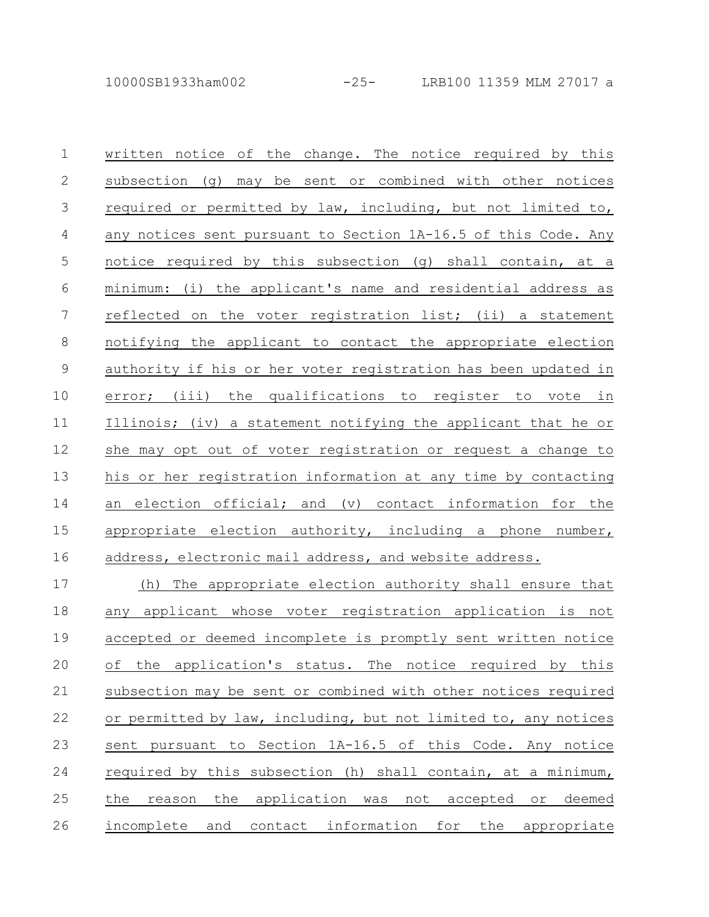written notice of the change. The notice required by this subsection (g) may be sent or combined with other notices required or permitted by law, including, but not limited to, any notices sent pursuant to Section 1A-16.5 of this Code. Any notice required by this subsection (g) shall contain, at a minimum: (i) the applicant's name and residential address as reflected on the voter registration list; (ii) a statement notifying the applicant to contact the appropriate election authority if his or her voter registration has been updated in error; (iii) the qualifications to register to vote in Illinois; (iv) a statement notifying the applicant that he or she may opt out of voter registration or request a change to his or her registration information at any time by contacting an election official; and (v) contact information for the appropriate election authority, including a phone number, address, electronic mail address, and website address.

(h) The appropriate election authority shall ensure that any applicant whose voter registration application is not accepted or deemed incomplete is promptly sent written notice of the application's status. The notice required by this subsection may be sent or combined with other notices required or permitted by law, including, but not limited to, any notices sent pursuant to Section 1A-16.5 of this Code. Any notice required by this subsection (h) shall contain, at a minimum, the reason the application was not accepted or deemed incomplete and contact information for the appropriate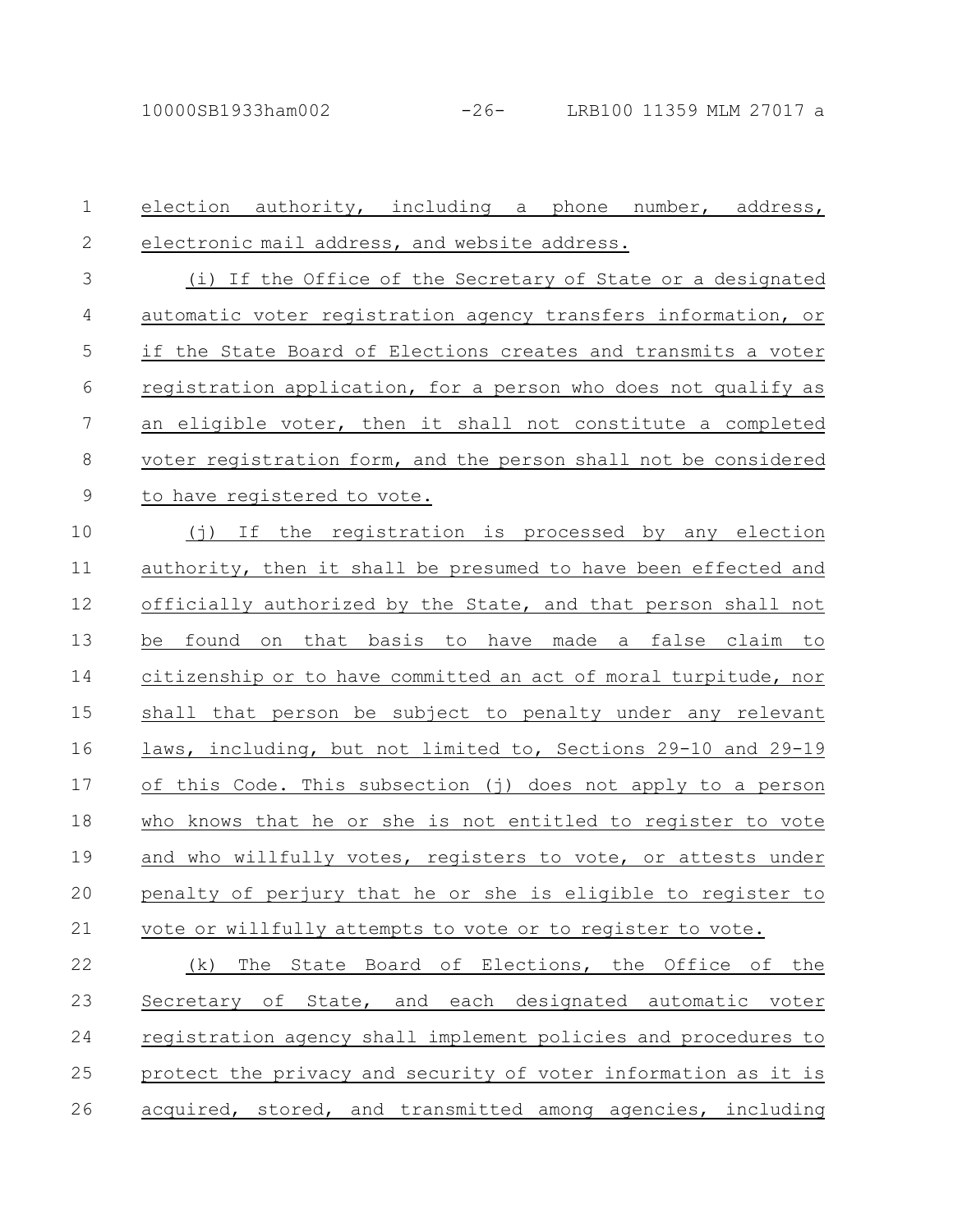election authority, including a phone number, address, electronic mail address, and website address.

(i) If the Office of the Secretary of State or a designated automatic voter registration agency transfers information, or if the State Board of Elections creates and transmits a voter registration application, for a person who does not qualify as an eligible voter, then it shall not constitute a completed voter registration form, and the person shall not be considered to have registered to vote.

(j) If the registration is processed by any election authority, then it shall be presumed to have been effected and officially authorized by the State, and that person shall not be found on that basis to have made a false claim to citizenship or to have committed an act of moral turpitude, nor shall that person be subject to penalty under any relevant laws, including, but not limited to, Sections 29-10 and 29-19 of this Code. This subsection (j) does not apply to a person who knows that he or she is not entitled to register to vote and who willfully votes, registers to vote, or attests under penalty of perjury that he or she is eligible to register to vote or willfully attempts to vote or to register to vote.

(k) The State Board of Elections, the Office of the Secretary of State, and each designated automatic voter registration agency shall implement policies and procedures to protect the privacy and security of voter information as it is acquired, stored, and transmitted among agencies, including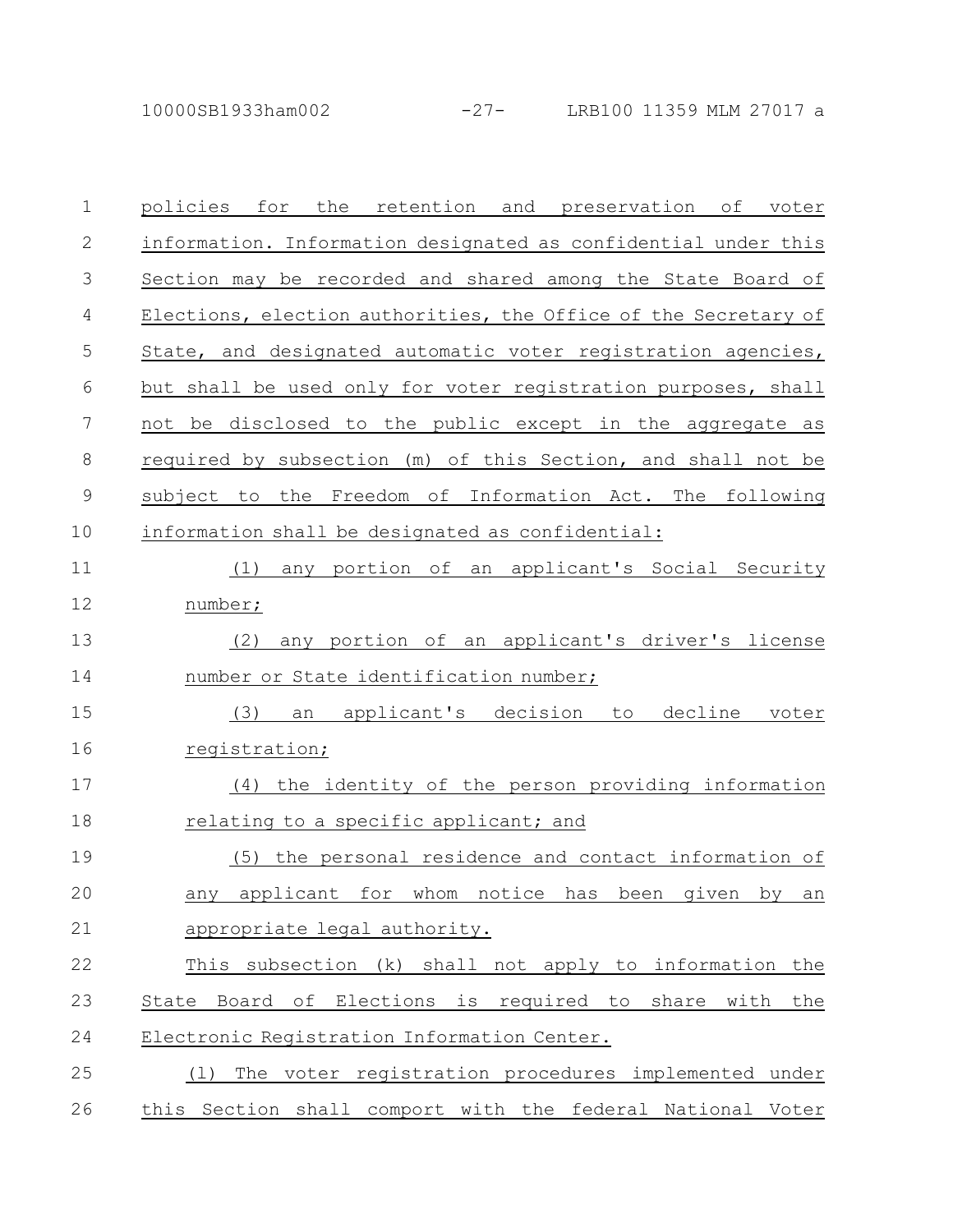policies for the retention and preservation of voter information. Information designated as confidential under this Section may be recorded and shared among the State Board of Elections, election authorities, the Office of the Secretary of State, and designated automatic voter registration agencies, but shall be used only for voter registration purposes, shall not be disclosed to the public except in the aggregate as required by subsection (m) of this Section, and shall not be subject to the Freedom of Information Act. The following information shall be designated as confidential:

(1) any portion of an applicant's Social Security number;

(2) any portion of an applicant's driver's license number or State identification number;

(3) an applicant's decision to decline voter registration;

(4) the identity of the person providing information relating to a specific applicant; and

(5) the personal residence and contact information of any applicant for whom notice has been given by an appropriate legal authority.

This subsection (k) shall not apply to information the State Board of Elections is required to share with the Electronic Registration Information Center.

(l) The voter registration procedures implemented under this Section shall comport with the federal National Voter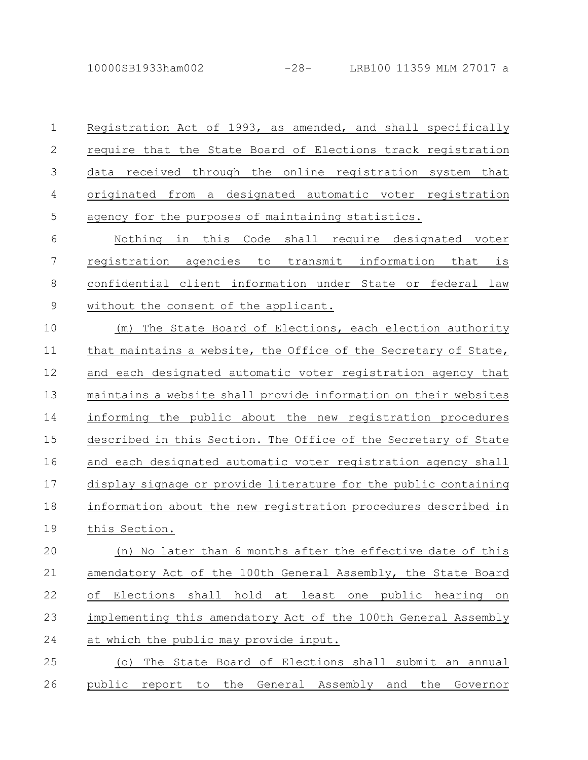Registration Act of 1993, as amended, and shall specifically require that the State Board of Elections track registration data received through the online registration system that originated from a designated automatic voter registration agency for the purposes of maintaining statistics.

Nothing in this Code shall require designated voter registration agencies to transmit information that is confidential client information under State or federal law without the consent of the applicant.

(m) The State Board of Elections, each election authority that maintains a website, the Office of the Secretary of State, and each designated automatic voter registration agency that maintains a website shall provide information on their websites informing the public about the new registration procedures described in this Section. The Office of the Secretary of State and each designated automatic voter registration agency shall display signage or provide literature for the public containing information about the new registration procedures described in this Section.

(n) No later than 6 months after the effective date of this amendatory Act of the 100th General Assembly, the State Board of Elections shall hold at least one public hearing on implementing this amendatory Act of the 100th General Assembly at which the public may provide input.

(o) The State Board of Elections shall submit an annual public report to the General Assembly and the Governor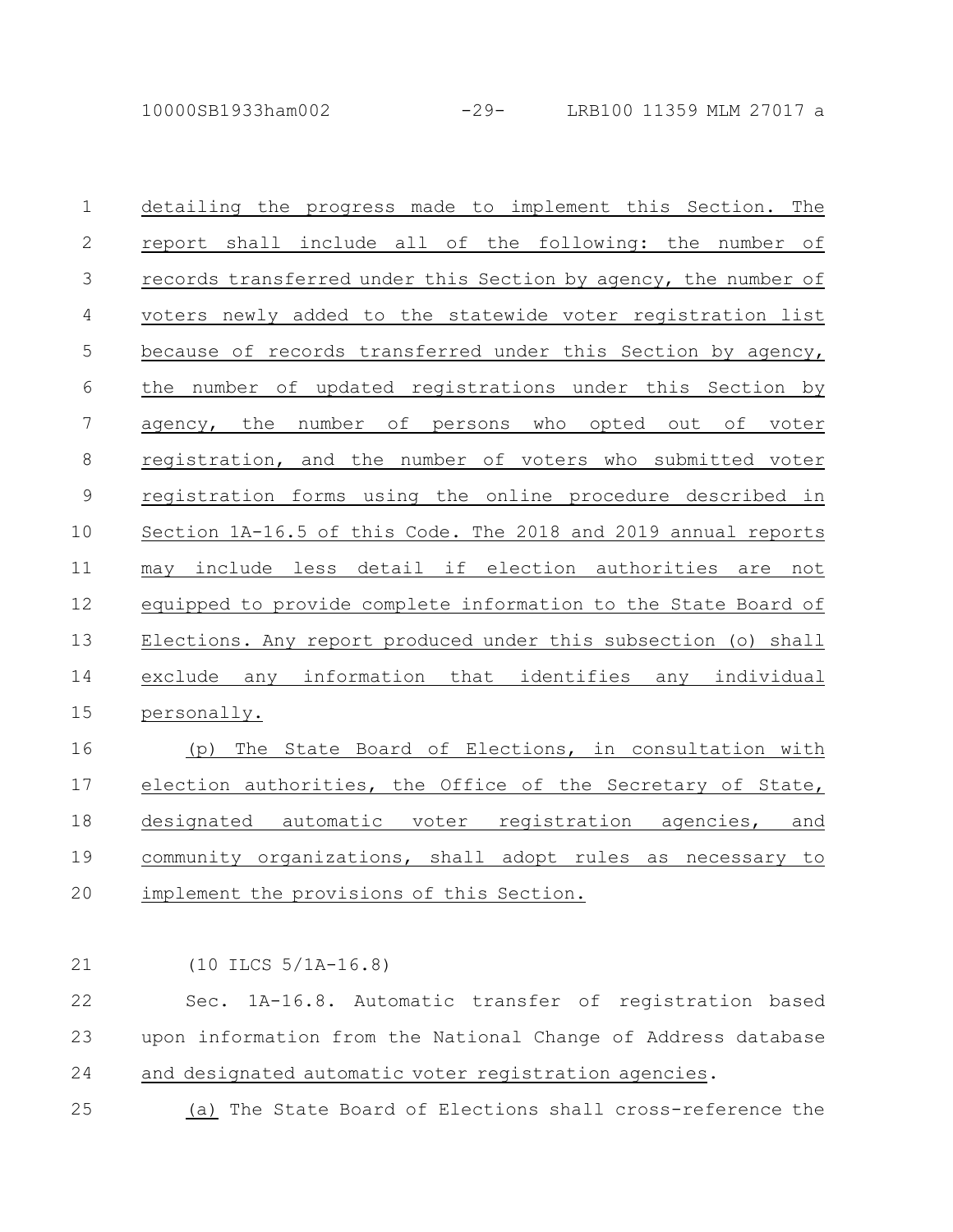detailing the progress made to implement this Section. The report shall include all of the following: the number of records transferred under this Section by agency, the number of voters newly added to the statewide voter registration list because of records transferred under this Section by agency, the number of updated registrations under this Section by agency, the number of persons who opted out of voter registration, and the number of voters who submitted voter registration forms using the online procedure described in Section 1A-16.5 of this Code. The 2018 and 2019 annual reports may include less detail if election authorities are not equipped to provide complete information to the State Board of Elections. Any report produced under this subsection (o) shall exclude any information that identifies any individual personally.

(p) The State Board of Elections, in consultation with election authorities, the Office of the Secretary of State, designated automatic voter registration agencies, and community organizations, shall adopt rules as necessary to implement the provisions of this Section.

(10 ILCS 5/1A-16.8)

Sec. 1A-16.8. Automatic transfer of registration based upon information from the National Change of Address database and designated automatic voter registration agencies.

(a) The State Board of Elections shall cross-reference the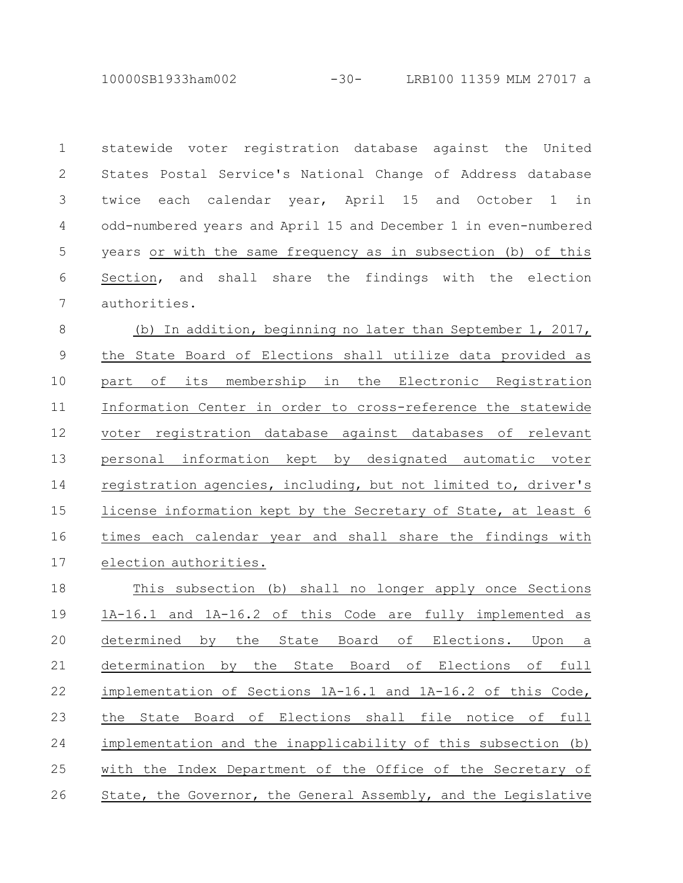statewide voter registration database against the United States Postal Service's National Change of Address database twice each calendar year, April 15 and October 1 in odd-numbered years and April 15 and December 1 in even-numbered years or with the same frequency as in subsection (b) of this Section, and shall share the findings with the election authorities.

(b) In addition, beginning no later than September 1, 2017, the State Board of Elections shall utilize data provided as part of its membership in the Electronic Registration Information Center in order to cross-reference the statewide voter registration database against databases of relevant personal information kept by designated automatic voter registration agencies, including, but not limited to, driver's license information kept by the Secretary of State, at least 6 times each calendar year and shall share the findings with election authorities.

This subsection (b) shall no longer apply once Sections 1A-16.1 and 1A-16.2 of this Code are fully implemented as determined by the State Board of Elections. Upon a determination by the State Board of Elections of full implementation of Sections 1A-16.1 and 1A-16.2 of this Code, the State Board of Elections shall file notice of full implementation and the inapplicability of this subsection (b) with the Index Department of the Office of the Secretary of State, the Governor, the General Assembly, and the Legislative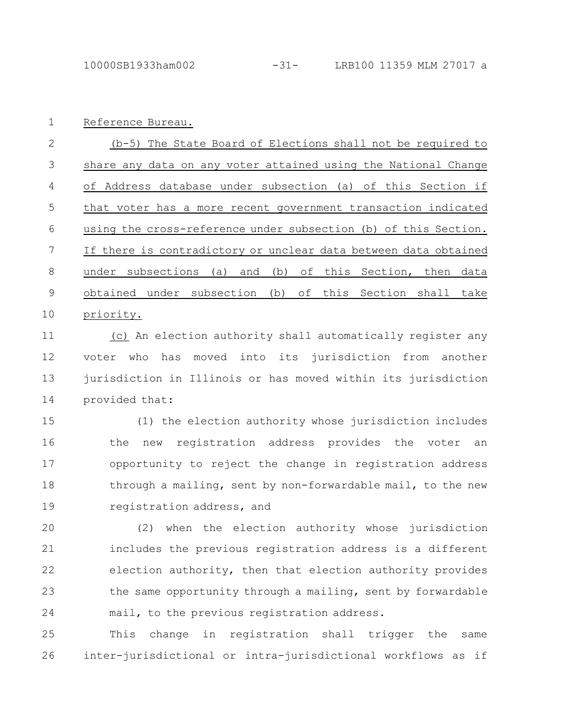Reference Bureau.

(b-5) The State Board of Elections shall not be required to share any data on any voter attained using the National Change of Address database under subsection (a) of this Section if that voter has a more recent government transaction indicated using the cross-reference under subsection (b) of this Section. If there is contradictory or unclear data between data obtained under subsections (a) and (b) of this Section, then data obtained under subsection (b) of this Section shall take priority.

(c) An election authority shall automatically register any voter who has moved into its jurisdiction from another jurisdiction in Illinois or has moved within its jurisdiction provided that:

(1) the election authority whose jurisdiction includes the new registration address provides the voter an opportunity to reject the change in registration address through a mailing, sent by non-forwardable mail, to the new registration address, and

(2) when the election authority whose jurisdiction includes the previous registration address is a different election authority, then that election authority provides the same opportunity through a mailing, sent by forwardable mail, to the previous registration address.

This change in registration shall trigger the same inter-jurisdictional or intra-jurisdictional workflows as if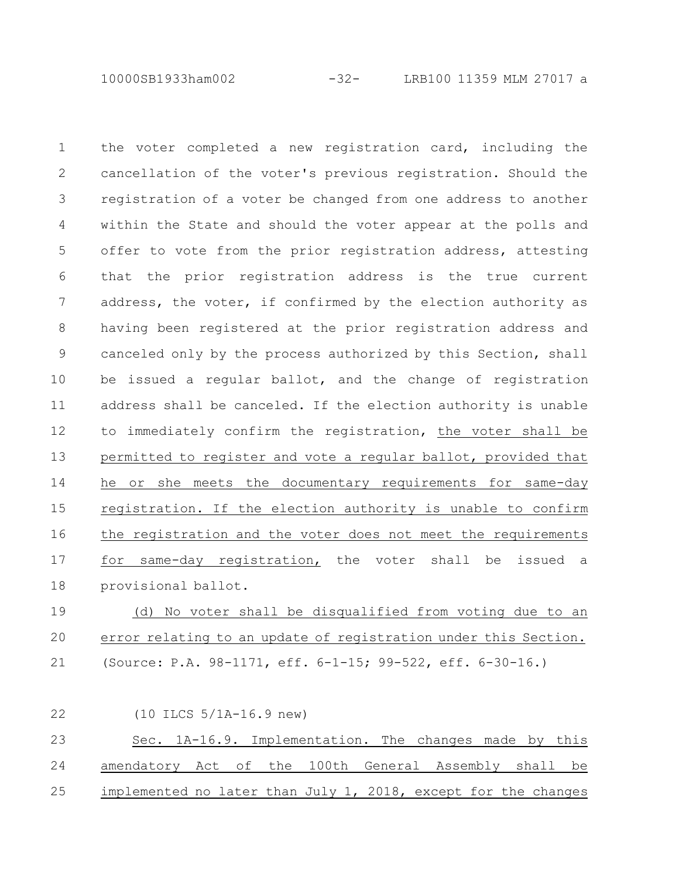the voter completed a new registration card, including the cancellation of the voter's previous registration. Should the registration of a voter be changed from one address to another within the State and should the voter appear at the polls and offer to vote from the prior registration address, attesting that the prior registration address is the true current address, the voter, if confirmed by the election authority as having been registered at the prior registration address and canceled only by the process authorized by this Section, shall be issued a regular ballot, and the change of registration address shall be canceled. If the election authority is unable to immediately confirm the registration, the voter shall be permitted to register and vote a regular ballot, provided that he or she meets the documentary requirements for same-day registration. If the election authority is unable to confirm the registration and the voter does not meet the requirements for same-day registration, the voter shall be issued a provisional ballot.

(d) No voter shall be disqualified from voting due to an error relating to an update of registration under this Section.

(Source: P.A. 98-1171, eff. 6-1-15; 99-522, eff. 6-30-16.)

(10 ILCS 5/1A-16.9 new)

Sec. 1A-16.9. Implementation. The changes made by this amendatory Act of the 100th General Assembly shall be implemented no later than July 1, 2018, except for the changes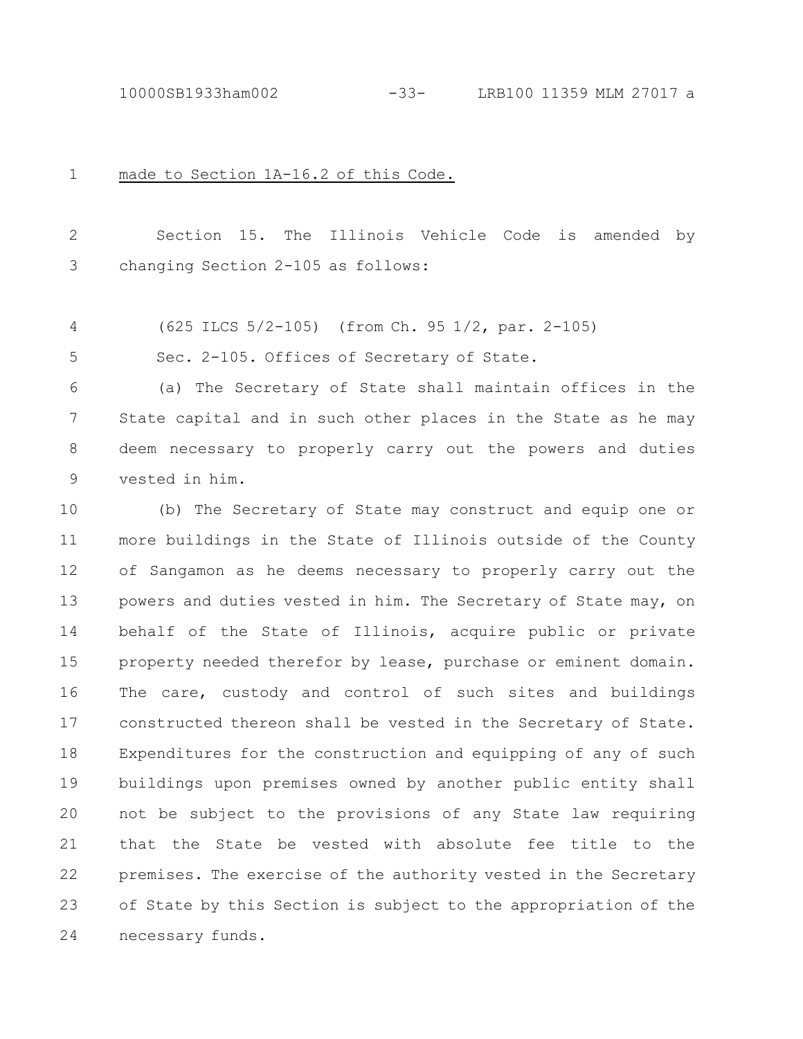made to Section 1A-16.2 of this Code.

Section 15. The Illinois Vehicle Code is amended by changing Section 2-105 as follows:

(625 ILCS 5/2-105) (from Ch. 95 1/2, par. 2-105)

Sec. 2-105. Offices of Secretary of State.

(a) The Secretary of State shall maintain offices in the State capital and in such other places in the State as he may deem necessary to properly carry out the powers and duties vested in him.

(b) The Secretary of State may construct and equip one or more buildings in the State of Illinois outside of the County of Sangamon as he deems necessary to properly carry out the powers and duties vested in him. The Secretary of State may, on behalf of the State of Illinois, acquire public or private property needed therefor by lease, purchase or eminent domain. The care, custody and control of such sites and buildings constructed thereon shall be vested in the Secretary of State. Expenditures for the construction and equipping of any of such buildings upon premises owned by another public entity shall not be subject to the provisions of any State law requiring that the State be vested with absolute fee title to the premises. The exercise of the authority vested in the Secretary of State by this Section is subject to the appropriation of the necessary funds.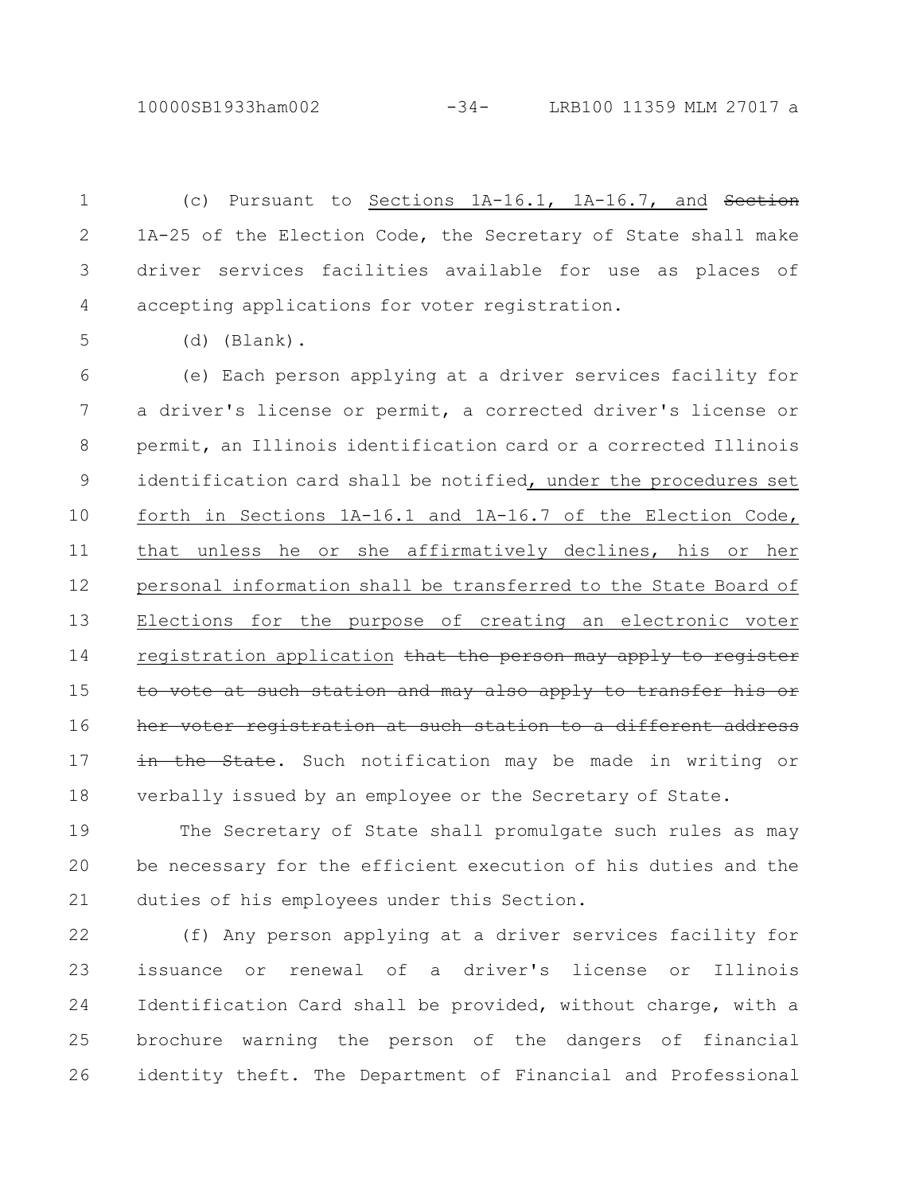(c) Pursuant to Sections 1A-16.1, 1A-16.7, and ~~Section~~ 1A-25 of the Election Code, the Secretary of State shall make driver services facilities available for use as places of accepting applications for voter registration.

(d) (Blank).

(e) Each person applying at a driver services facility for a driver's license or permit, a corrected driver's license or permit, an Illinois identification card or a corrected Illinois identification card shall be notified, under the procedures set forth in Sections 1A-16.1 and 1A-16.7 of the Election Code, that unless he or she affirmatively declines, his or her personal information shall be transferred to the State Board of Elections for the purpose of creating an electronic voter registration application ~~that the person may apply to register to vote at such station and may also apply to transfer his or her voter registration at such station to a different address in the State~~. Such notification may be made in writing or verbally issued by an employee or the Secretary of State.

The Secretary of State shall promulgate such rules as may be necessary for the efficient execution of his duties and the duties of his employees under this Section.

(f) Any person applying at a driver services facility for issuance or renewal of a driver's license or Illinois Identification Card shall be provided, without charge, with a brochure warning the person of the dangers of financial identity theft. The Department of Financial and Professional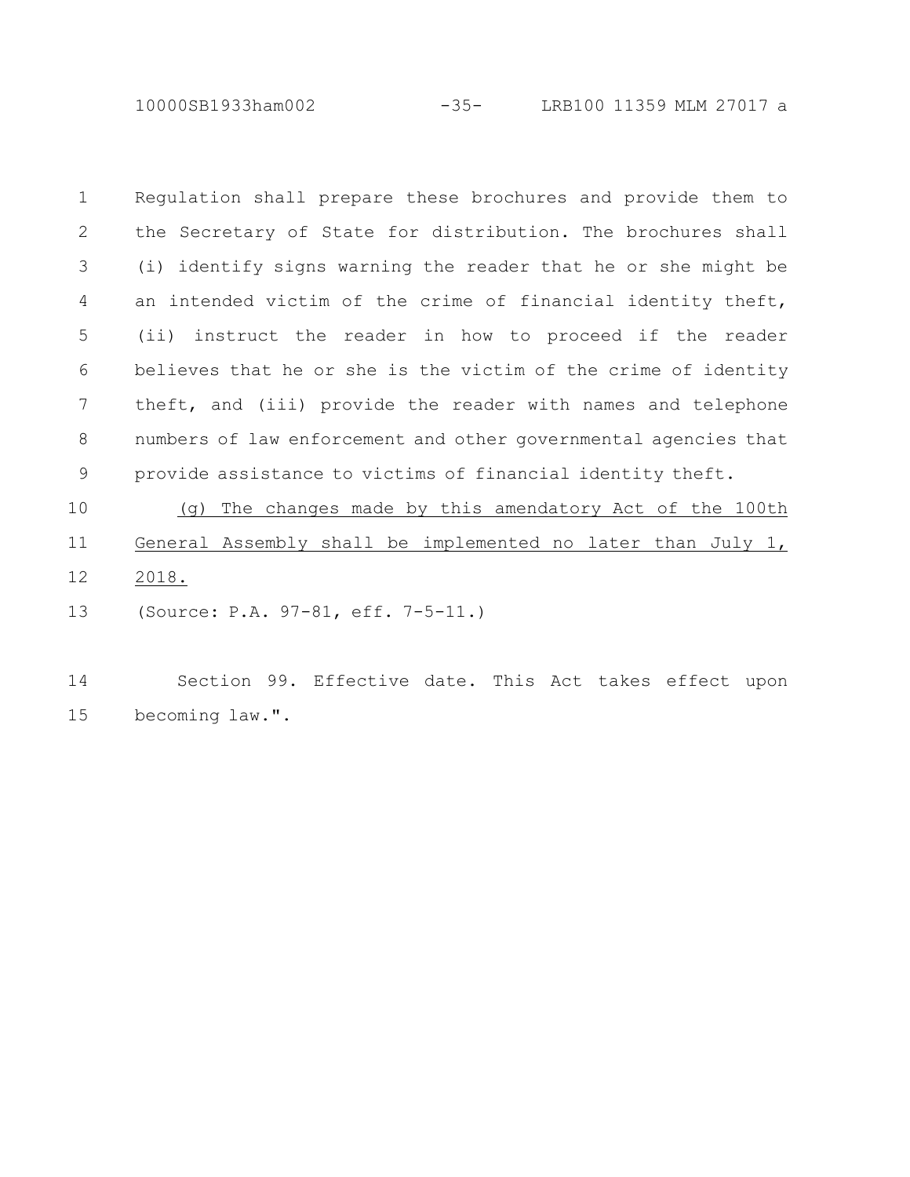Regulation shall prepare these brochures and provide them to the Secretary of State for distribution. The brochures shall (i) identify signs warning the reader that he or she might be an intended victim of the crime of financial identity theft, (ii) instruct the reader in how to proceed if the reader believes that he or she is the victim of the crime of identity theft, and (iii) provide the reader with names and telephone numbers of law enforcement and other governmental agencies that provide assistance to victims of financial identity theft.

(g) The changes made by this amendatory Act of the 100th General Assembly shall be implemented no later than July 1, 2018.

(Source: P.A. 97-81, eff. 7-5-11.)

Section 99. Effective date. This Act takes effect upon becoming law.".